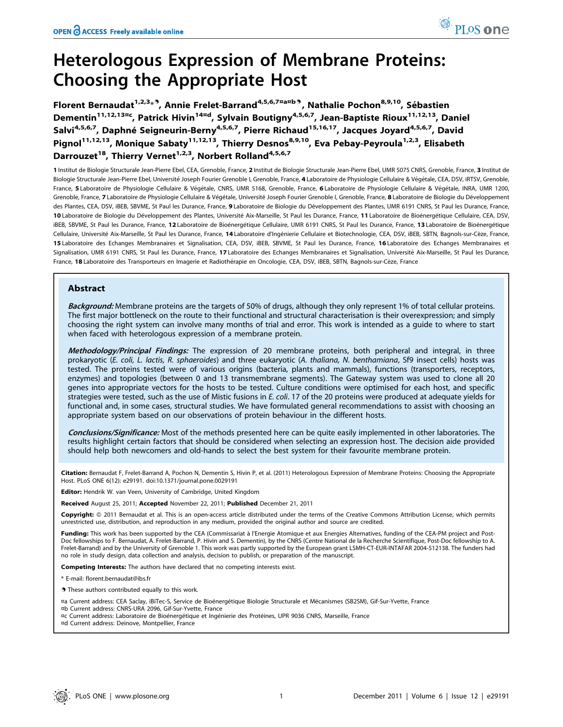# Heterologous Expression of Membrane Proteins: Choosing the Appropriate Host

**Florent Bernaudat[1,2,3*¶], Annie Frelet-Barrand[4,5,6,7¤a¤b¶], Nathalie Pochon[8,9,10], Sébastien Dementin[11,12,13¤c], Patrick Hivin[14¤d], Sylvain Boutigny[4,5,6,7], Jean-Baptiste Rioux[11,12,13], Daniel Salvi[4,5,6,7], Daphné Seigneurin-Berny[4,5,6,7], Pierre Richaud[15,16,17], Jacques Joyard[4,5,6,7], David Pignol[11,12,13], Monique Sabaty[11,12,13], Thierry Desnos[8,9,10], Eva Pebay-Peyroula[1,2,3], Elisabeth Darrouzet[18], Thierry Vernet[1,2,3], Norbert Rolland[4,5,6,7]**

**1** Institut de Biologie Structurale Jean-Pierre Ebel, CEA, Grenoble, France, **2** Institut de Biologie Structurale Jean-Pierre Ebel, UMR 5075 CNRS, Grenoble, France, **3** Institut de Biologie Structurale Jean-Pierre Ebel, Université Joseph Fourier Grenoble I, Grenoble, France, **4** Laboratoire de Physiologie Cellulaire & Végétale, CEA, DSV, iRTSV, Grenoble, France, **5** Laboratoire de Physiologie Cellulaire & Végétale, CNRS, UMR 5168, Grenoble, France, **6** Laboratoire de Physiologie Cellulaire & Végétale, INRA, UMR 1200, Grenoble, France, **7** Laboratoire de Physiologie Cellulaire & Végétale, Université Joseph Fourier Grenoble I, Grenoble, France, **8** Laboratoire de Biologie du Développement des Plantes, CEA, DSV, iBEB, SBVME, St Paul les Durance, France, **9** Laboratoire de Biologie du Développement des Plantes, UMR 6191 CNRS, St Paul les Durance, France, **10** Laboratoire de Biologie du Développement des Plantes, Université Aix-Marseille, St Paul les Durance, France, **11** Laboratoire de Bioénergétique Cellulaire, CEA, DSV, iBEB, SBVME, St Paul les Durance, France, **12** Laboratoire de Bioénergétique Cellulaire, UMR 6191 CNRS, St Paul les Durance, France, **13** Laboratoire de Bioénergétique Cellulaire, Université Aix-Marseille, St Paul les Durance, France, **14** Laboratoire d'Ingénierie Cellulaire et Biotechnologie, CEA, DSV, iBEB, SBTN, Bagnols-sur-Cèze, France, **15** Laboratoire des Echanges Membranaires et Signalisation, CEA, DSV, iBEB, SBVME, St Paul les Durance, France, **16** Laboratoire des Echanges Membranaires et Signalisation, UMR 6191 CNRS, St Paul les Durance, France, **17** Laboratoire des Echanges Membranaires et Signalisation, Université Aix-Marseille, St Paul les Durance, France, **18** Laboratoire des Transporteurs en Imagerie et Radiothérapie en Oncologie, CEA, DSV, iBEB, SBTN, Bagnols-sur-Cèze, France

## Abstract

***Background:*** Membrane proteins are the targets of 50% of drugs, although they only represent 1% of total cellular proteins. The first major bottleneck on the route to their functional and structural characterisation is their overexpression; and simply choosing the right system can involve many months of trial and error. This work is intended as a guide to where to start when faced with heterologous expression of a membrane protein.

***Methodology/Principal Findings:*** The expression of 20 membrane proteins, both peripheral and integral, in three prokaryotic (*E. coli, L. lactis, R. sphaeroides*) and three eukaryotic (*A. thaliana, N. benthamiana*, Sf9 insect cells) hosts was tested. The proteins tested were of various origins (bacteria, plants and mammals), functions (transporters, receptors, enzymes) and topologies (between 0 and 13 transmembrane segments). The Gateway system was used to clone all 20 genes into appropriate vectors for the hosts to be tested. Culture conditions were optimised for each host, and specific strategies were tested, such as the use of Mistic fusions in *E. coli*. 17 of the 20 proteins were produced at adequate yields for functional and, in some cases, structural studies. We have formulated general recommendations to assist with choosing an appropriate system based on our observations of protein behaviour in the different hosts.

***Conclusions/Significance:*** Most of the methods presented here can be quite easily implemented in other laboratories. The results highlight certain factors that should be considered when selecting an expression host. The decision aide provided should help both newcomers and old-hands to select the best system for their favourite membrane protein.

**Citation:** Bernaudat F, Frelet-Barrand A, Pochon N, Dementin S, Hivin P, et al. (2011) Heterologous Expression of Membrane Proteins: Choosing the Appropriate Host. PLoS ONE 6(12): e29191. doi:10.1371/journal.pone.0029191

**Editor:** Hendrik W. van Veen, University of Cambridge, United Kingdom

**Received** August 25, 2011; **Accepted** November 22, 2011; **Published** December 21, 2011

**Copyright:** © 2011 Bernaudat et al. This is an open-access article distributed under the terms of the Creative Commons Attribution License, which permits unrestricted use, distribution, and reproduction in any medium, provided the original author and source are credited.

**Funding:** This work has been supported by the CEA (Commissariat à l'Energie Atomique et aux Energies Alternatives, funding of the CEA-PM project and Post-Doc fellowships to F. Bernaudat, A. Frelet-Barrand, P. Hivin and S. Dementin), by the CNRS (Centre National de la Recherche Scientifique, Post-Doc fellowship to A. Frelet-Barrand) and by the University of Grenoble 1. This work was partly supported by the European grant LSMH-CT-EUR-INTAFAR 2004-512138. The funders had no role in study design, data collection and analysis, decision to publish, or preparation of the manuscript.

**Competing Interests:** The authors have declared that no competing interests exist.

\* E-mail: florent.bernaudat@ibs.fr

¶ These authors contributed equally to this work.

¤a Current address: CEA Saclay, iBiTec-S, Service de Bioénergétique Biologie Structurale et Mécanismes (SB2SM), Gif-Sur-Yvette, France

¤b Current address: CNRS-URA 2096, Gif-Sur-Yvette, France

¤c Current address: Laboratoire de Bioénergétique et Ingénierie des Protéines, UPR 9036 CNRS, Marseille, France

¤d Current address: Deinove, Montpellier, France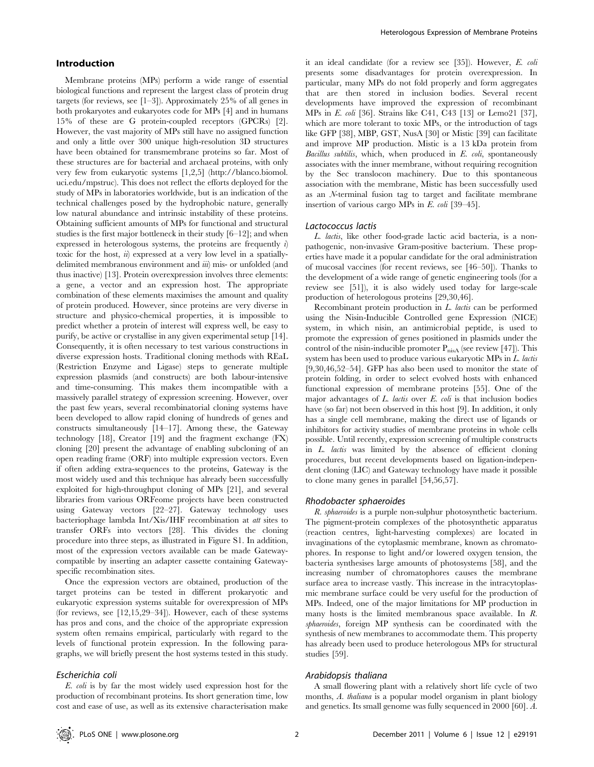## Introduction

Membrane proteins (MPs) perform a wide range of essential biological functions and represent the largest class of protein drug targets (for reviews, see [1–3]). Approximately 25% of all genes in both prokaryotes and eukaryotes code for MPs [4] and in humans 15% of these are G protein-coupled receptors (GPCRs) [2]. However, the vast majority of MPs still have no assigned function and only a little over 300 unique high-resolution 3D structures have been obtained for transmembrane proteins so far. Most of these structures are for bacterial and archaeal proteins, with only very few from eukaryotic systems [1,2,5] (http://blanco.biomol.uci.edu/mpstruc). This does not reflect the efforts deployed for the study of MPs in laboratories worldwide, but is an indication of the technical challenges posed by the hydrophobic nature, generally low natural abundance and intrinsic instability of these proteins. Obtaining sufficient amounts of MPs for functional and structural studies is the first major bottleneck in their study [6–12]; and when expressed in heterologous systems, the proteins are frequently *i*) toxic for the host, *ii*) expressed at a very low level in a spatially-delimited membranous environment and *iii*) mis- or unfolded (and thus inactive) [13]. Protein overexpression involves three elements: a gene, a vector and an expression host. The appropriate combination of these elements maximises the amount and quality of protein produced. However, since proteins are very diverse in structure and physico-chemical properties, it is impossible to predict whether a protein of interest will express well, be easy to purify, be active or crystallise in any given experimental setup [14]. Consequently, it is often necessary to test various constructions in diverse expression hosts. Traditional cloning methods with REaL (Restriction Enzyme and Ligase) steps to generate multiple expression plasmids (and constructs) are both labour-intensive and time-consuming. This makes them incompatible with a massively parallel strategy of expression screening. However, over the past few years, several recombinatorial cloning systems have been developed to allow rapid cloning of hundreds of genes and constructs simultaneously [14–17]. Among these, the Gateway technology [18], Creator [19] and the fragment exchange (FX) cloning [20] present the advantage of enabling subcloning of an open reading frame (ORF) into multiple expression vectors. Even if often adding extra-sequences to the proteins, Gateway is the most widely used and this technique has already been successfully exploited for high-throughput cloning of MPs [21], and several libraries from various ORFeome projects have been constructed using Gateway vectors [22–27]. Gateway technology uses bacteriophage lambda Int/Xis/IHF recombination at *att* sites to transfer ORFs into vectors [28]. This divides the cloning procedure into three steps, as illustrated in Figure S1. In addition, most of the expression vectors available can be made Gateway-compatible by inserting an adapter cassette containing Gateway-specific recombination sites.

Once the expression vectors are obtained, production of the target proteins can be tested in different prokaryotic and eukaryotic expression systems suitable for overexpression of MPs (for reviews, see [12,15,29–34]). However, each of these systems has pros and cons, and the choice of the appropriate expression system often remains empirical, particularly with regard to the levels of functional protein expression. In the following paragraphs, we will briefly present the host systems tested in this study.

### Escherichia coli

*E. coli* is by far the most widely used expression host for the production of recombinant proteins. Its short generation time, low cost and ease of use, as well as its extensive characterisation make it an ideal candidate (for a review see [35]). However, *E. coli* presents some disadvantages for protein overexpression. In particular, many MPs do not fold properly and form aggregates that are then stored in inclusion bodies. Several recent developments have improved the expression of recombinant MPs in *E. coli* [36]. Strains like C41, C43 [13] or Lemo21 [37], which are more tolerant to toxic MPs, or the introduction of tags like GFP [38], MBP, GST, NusA [30] or Mistic [39] can facilitate and improve MP production. Mistic is a 13 kDa protein from *Bacillus subtilis*, which, when produced in *E. coli*, spontaneously associates with the inner membrane, without requiring recognition by the Sec translocon machinery. Due to this spontaneous association with the membrane, Mistic has been successfully used as an *N*-terminal fusion tag to target and facilitate membrane insertion of various cargo MPs in *E. coli* [39–45].

### Lactococcus lactis

*L. lactis*, like other food-grade lactic acid bacteria, is a non-pathogenic, non-invasive Gram-positive bacterium. These properties have made it a popular candidate for the oral administration of mucosal vaccines (for recent reviews, see [46–50]). Thanks to the development of a wide range of genetic engineering tools (for a review see [51]), it is also widely used today for large-scale production of heterologous proteins [29,30,46].

Recombinant protein production in *L. lactis* can be performed using the Nisin-Inducible Controlled gene Expression (NICE) system, in which nisin, an antimicrobial peptide, is used to promote the expression of genes positioned in plasmids under the control of the nisin-inducible promoter $P_{nisA}$ (see review [47]). This system has been used to produce various eukaryotic MPs in *L. lactis* [9,30,46,52–54]. GFP has also been used to monitor the state of protein folding, in order to select evolved hosts with enhanced functional expression of membrane proteins [55]. One of the major advantages of *L. lactis* over *E. coli* is that inclusion bodies have (so far) not been observed in this host [9]. In addition, it only has a single cell membrane, making the direct use of ligands or inhibitors for activity studies of membrane proteins in whole cells possible. Until recently, expression screening of multiple constructs in *L. lactis* was limited by the absence of efficient cloning procedures, but recent developments based on ligation-independent cloning (LIC) and Gateway technology have made it possible to clone many genes in parallel [54,56,57].

### Rhodobacter sphaeroides

*R. sphaeroides* is a purple non-sulphur photosynthetic bacterium. The pigment-protein complexes of the photosynthetic apparatus (reaction centres, light-harvesting complexes) are located in invaginations of the cytoplasmic membrane, known as chromatophores. In response to light and/or lowered oxygen tension, the bacteria synthesises large amounts of photosystems [58], and the increasing number of chromatophores causes the membrane surface area to increase vastly. This increase in the intracytoplasmic membrane surface could be very useful for the production of MPs. Indeed, one of the major limitations for MP production in many hosts is the limited membranous space available. In *R. sphaeroides*, foreign MP synthesis can be coordinated with the synthesis of new membranes to accommodate them. This property has already been used to produce heterologous MPs for structural studies [59].

### Arabidopsis thaliana

A small flowering plant with a relatively short life cycle of two months, *A. thaliana* is a popular model organism in plant biology and genetics. Its small genome was fully sequenced in 2000 [60]. *A.*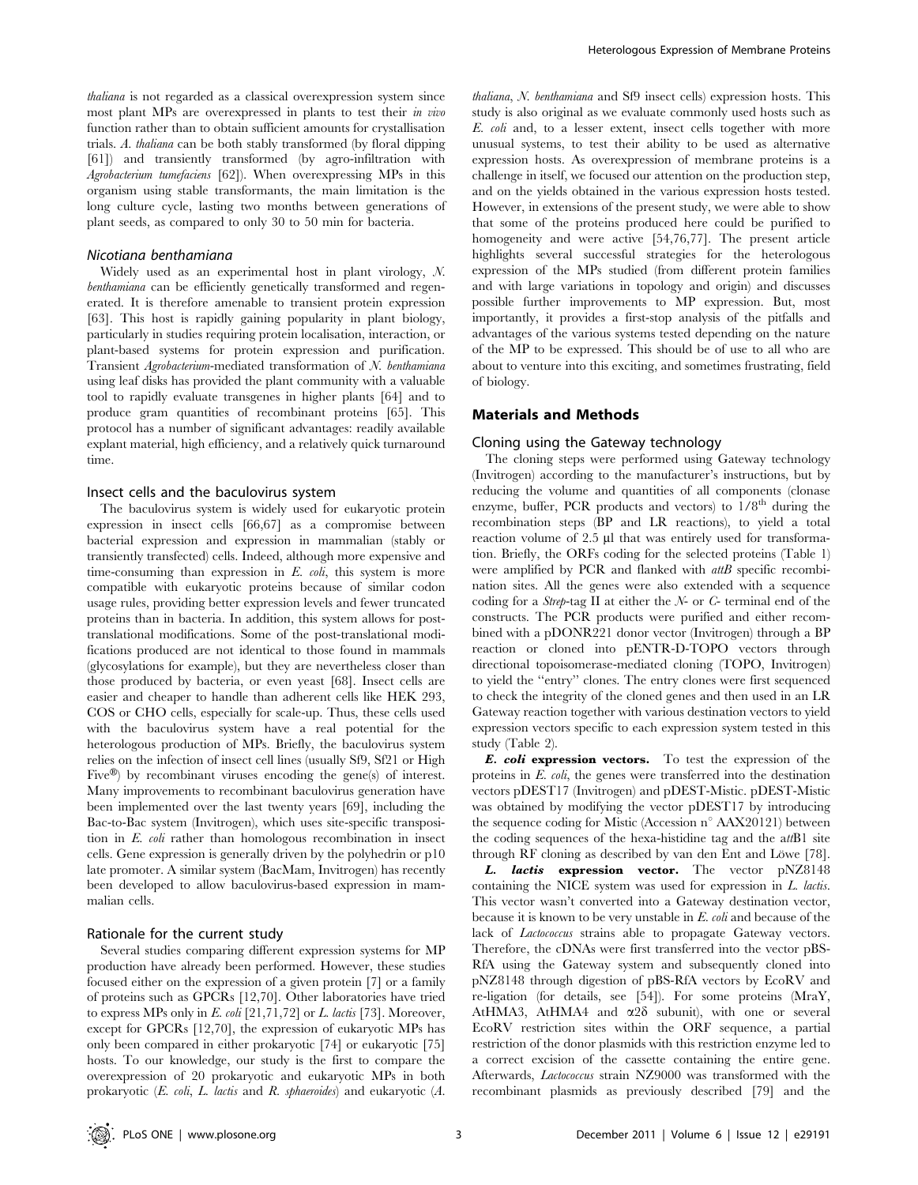*thaliana* is not regarded as a classical overexpression system since most plant MPs are overexpressed in plants to test their *in vivo* function rather than to obtain sufficient amounts for crystallisation trials. *A. thaliana* can be both stably transformed (by floral dipping [61]) and transiently transformed (by agro-infiltration with *Agrobacterium tumefaciens* [62]). When overexpressing MPs in this organism using stable transformants, the main limitation is the long culture cycle, lasting two months between generations of plant seeds, as compared to only 30 to 50 min for bacteria.

### *Nicotiana benthamiana*

Widely used as an experimental host in plant virology, *N. benthamiana* can be efficiently genetically transformed and regenerated. It is therefore amenable to transient protein expression [63]. This host is rapidly gaining popularity in plant biology, particularly in studies requiring protein localisation, interaction, or plant-based systems for protein expression and purification. Transient *Agrobacterium*-mediated transformation of *N. benthamiana* using leaf disks has provided the plant community with a valuable tool to rapidly evaluate transgenes in higher plants [64] and to produce gram quantities of recombinant proteins [65]. This protocol has a number of significant advantages: readily available explant material, high efficiency, and a relatively quick turnaround time.

### Insect cells and the baculovirus system

The baculovirus system is widely used for eukaryotic protein expression in insect cells [66,67] as a compromise between bacterial expression and expression in mammalian (stably or transiently transfected) cells. Indeed, although more expensive and time-consuming than expression in *E. coli*, this system is more compatible with eukaryotic proteins because of similar codon usage rules, providing better expression levels and fewer truncated proteins than in bacteria. In addition, this system allows for post-translational modifications. Some of the post-translational modifications produced are not identical to those found in mammals (glycosylations for example), but they are nevertheless closer than those produced by bacteria, or even yeast [68]. Insect cells are easier and cheaper to handle than adherent cells like HEK 293, COS or CHO cells, especially for scale-up. Thus, these cells used with the baculovirus system have a real potential for the heterologous production of MPs. Briefly, the baculovirus system relies on the infection of insect cell lines (usually Sf9, Sf21 or High Five®) by recombinant viruses encoding the gene(s) of interest. Many improvements to recombinant baculovirus generation have been implemented over the last twenty years [69], including the Bac-to-Bac system (Invitrogen), which uses site-specific transposition in *E. coli* rather than homologous recombination in insect cells. Gene expression is generally driven by the polyhedrin or p10 late promoter. A similar system (BacMam, Invitrogen) has recently been developed to allow baculovirus-based expression in mammalian cells.

### Rationale for the current study

Several studies comparing different expression systems for MP production have already been performed. However, these studies focused either on the expression of a given protein [7] or a family of proteins such as GPCRs [12,70]. Other laboratories have tried to express MPs only in *E. coli* [21,71,72] or *L. lactis* [73]. Moreover, except for GPCRs [12,70], the expression of eukaryotic MPs has only been compared in either prokaryotic [74] or eukaryotic [75] hosts. To our knowledge, our study is the first to compare the overexpression of 20 prokaryotic and eukaryotic MPs in both prokaryotic (*E. coli*, *L. lactis* and *R. sphaeroides*) and eukaryotic (*A. thaliana*, *N. benthamiana* and Sf9 insect cells) expression hosts. This study is also original as we evaluate commonly used hosts such as *E. coli* and, to a lesser extent, insect cells together with more unusual systems, to test their ability to be used as alternative expression hosts. As overexpression of membrane proteins is a challenge in itself, we focused our attention on the production step, and on the yields obtained in the various expression hosts tested. However, in extensions of the present study, we were able to show that some of the proteins produced here could be purified to homogeneity and were active [54,76,77]. The present article highlights several successful strategies for the heterologous expression of the MPs studied (from different protein families and with large variations in topology and origin) and discusses possible further improvements to MP expression. But, most importantly, it provides a first-stop analysis of the pitfalls and advantages of the various systems tested depending on the nature of the MP to be expressed. This should be of use to all who are about to venture into this exciting, and sometimes frustrating, field of biology.

## Materials and Methods

### Cloning using the Gateway technology

The cloning steps were performed using Gateway technology (Invitrogen) according to the manufacturer's instructions, but by reducing the volume and quantities of all components (clonase enzyme, buffer, PCR products and vectors) to 1/8th during the recombination steps (BP and LR reactions), to yield a total reaction volume of 2.5 µl that was entirely used for transformation. Briefly, the ORFs coding for the selected proteins (Table 1) were amplified by PCR and flanked with *attB* specific recombination sites. All the genes were also extended with a sequence coding for a *Strep*-tag II at either the *N*- or *C*- terminal end of the constructs. The PCR products were purified and either recombined with a pDONR221 donor vector (Invitrogen) through a BP reaction or cloned into pENTR-D-TOPO vectors through directional topoisomerase-mediated cloning (TOPO, Invitrogen) to yield the "entry" clones. The entry clones were first sequenced to check the integrity of the cloned genes and then used in an LR Gateway reaction together with various destination vectors to yield expression vectors specific to each expression system tested in this study (Table 2).

***E. coli* expression vectors.** To test the expression of the proteins in *E. coli*, the genes were transferred into the destination vectors pDEST17 (Invitrogen) and pDEST-Mistic. pDEST-Mistic was obtained by modifying the vector pDEST17 by introducing the sequence coding for Mistic (Accession n° AAX20121) between the coding sequences of the hexa-histidine tag and the *att*B1 site through RF cloning as described by van den Ent and Löwe [78].

***L. lactis* expression vector.** The vector pNZ8148 containing the NICE system was used for expression in *L. lactis*. This vector wasn't converted into a Gateway destination vector, because it is known to be very unstable in *E. coli* and because of the lack of *Lactococcus* strains able to propagate Gateway vectors. Therefore, the cDNAs were first transferred into the vector pBS-RfA using the Gateway system and subsequently cloned into pNZ8148 through digestion of pBS-RfA vectors by EcoRV and re-ligation (for details, see [54]). For some proteins (MraY, AtHMA3, AtHMA4 and α2δ subunit), with one or several EcoRV restriction sites within the ORF sequence, a partial restriction of the donor plasmids with this restriction enzyme led to a correct excision of the cassette containing the entire gene. Afterwards, *Lactococcus* strain NZ9000 was transformed with the recombinant plasmids as previously described [79] and the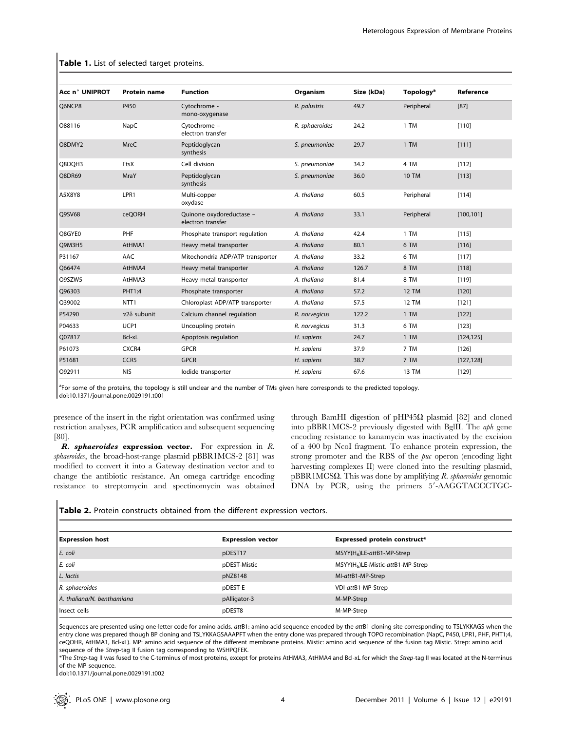**Table 1.** List of selected target proteins.

| Acc n° UNIPROT | Protein name | Function | Organism | Size (kDa) | Topology[a] | Reference |
|---|---|---|---|---|---|---|
| Q6NCP8 | P450 | Cytochrome - mono-oxygenase | *R. palustris* | 49.7 | Peripheral | [87] |
| O88116 | NapC | Cytochrome – electron transfer | *R. sphaeroides* | 24.2 | 1 TM | [110] |
| Q8DMY2 | MreC | Peptidoglycan synthesis | *S. pneumoniae* | 29.7 | 1 TM | [111] |
| Q8DQH3 | FtsX | Cell division | *S. pneumoniae* | 34.2 | 4 TM | [112] |
| Q8DR69 | MraY | Peptidoglycan synthesis | *S. pneumoniae* | 36.0 | 10 TM | [113] |
| A5X8Y8 | LPR1 | Multi-copper oxydase | *A. thaliana* | 60.5 | Peripheral | [114] |
| Q9SV68 | ceQORH | Quinone oxydoreductase – electron transfer | *A. thaliana* | 33.1 | Peripheral | [100,101] |
| Q8GYE0 | PHF | Phosphate transport regulation | *A. thaliana* | 42.4 | 1 TM | [115] |
| Q9M3H5 | AtHMA1 | Heavy metal transporter | *A. thaliana* | 80.1 | 6 TM | [116] |
| P31167 | AAC | Mitochondria ADP/ATP transporter | *A. thaliana* | 33.2 | 6 TM | [117] |
| Q66474 | AtHMA4 | Heavy metal transporter | *A. thaliana* | 126.7 | 8 TM | [118] |
| Q9SZW5 | AtHMA3 | Heavy metal transporter | *A. thaliana* | 81.4 | 8 TM | [119] |
| Q96303 | PHT1;4 | Phosphate transporter | *A. thaliana* | 57.2 | 12 TM | [120] |
| Q39002 | NTT1 | Chloroplast ADP/ATP transporter | *A. thaliana* | 57.5 | 12 TM | [121] |
| P54290 | α2δ subunit | Calcium channel regulation | *R. norvegicus* | 122.2 | 1 TM | [122] |
| P04633 | UCP1 | Uncoupling protein | *R. norvegicus* | 31.3 | 6 TM | [123] |
| Q07817 | Bcl-xL | Apoptosis regulation | *H. sapiens* | 24.7 | 1 TM | [124,125] |
| P61073 | CXCR4 | GPCR | *H. sapiens* | 37.9 | 7 TM | [126] |
| P51681 | CCR5 | GPCR | *H. sapiens* | 38.7 | 7 TM | [127,128] |
| Q92911 | NIS | Iodide transporter | *H. sapiens* | 67.6 | 13 TM | [129] |

[a]For some of the proteins, the topology is still unclear and the number of TMs given here corresponds to the predicted topology.
doi:10.1371/journal.pone.0029191.t001

presence of the insert in the right orientation was confirmed using restriction analyses, PCR amplification and subsequent sequencing [80].

***R. sphaeroides* expression vector.** For expression in *R. sphaeroides*, the broad-host-range plasmid pBBR1MCS-2 [81] was modified to convert it into a Gateway destination vector and to change the antibiotic resistance. An omega cartridge encoding resistance to streptomycin and spectinomycin was obtained through BamHI digestion of pHP45Ω plasmid [82] and cloned into pBBR1MCS-2 previously digested with BglII. The *aph* gene encoding resistance to kanamycin was inactivated by the excision of a 400 bp NcoI fragment. To enhance protein expression, the strong promoter and the RBS of the *puc* operon (encoding light harvesting complexes II) were cloned into the resulting plasmid, pBBR1MCSΩ. This was done by amplifying *R. sphaeroides* genomic DNA by PCR, using the primers 5′-AAGGTACCCTGC-

**Table 2.** Protein constructs obtained from the different expression vectors.

| Expression host | Expression vector | Expressed protein construct* |
|---|---|---|
| *E. coli* | pDEST17 | MSYY($H_6$)LE-*att*B1-MP-Strep |
| *E. coli* | pDEST-Mistic | MSYY($H_6$)LE-Mistic-*att*B1-MP-Strep |
| *L. lactis* | pNZ8148 | MI-*att*B1-MP-Strep |
| *R. sphaeroides* | pDEST-E | VDI-*att*B1-MP-Strep |
| *A. thaliana/N. benthamiana* | pAlligator-3 | M-MP-Strep |
| Insect cells | pDEST8 | M-MP-Strep |

Sequences are presented using one-letter code for amino acids. *att*B1: amino acid sequence encoded by the *att*B1 cloning site corresponding to TSLYKKAGS when the entry clone was prepared though BP cloning and TSLYKKAGSAAAPFT when the entry clone was prepared through TOPO recombination (NapC, P450, LPR1, PHF, PHT1;4, ceQOHR, AtHMA1, Bcl-xL). MP: amino acid sequence of the different membrane proteins. Mistic: amino acid sequence of the fusion tag Mistic. Strep: amino acid sequence of the *Strep*-tag II fusion tag corresponding to WSHPQFEK.

*The *Strep*-tag II was fused to the C-terminus of most proteins, except for proteins AtHMA3, AtHMA4 and Bcl-xL for which the *Strep*-tag II was located at the N-terminus of the MP sequence.
doi:10.1371/journal.pone.0029191.t002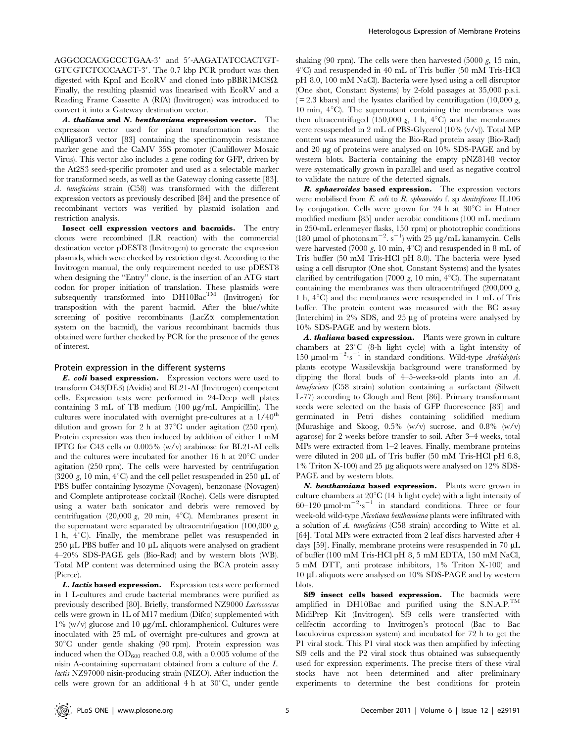AGGCCCACGCCCTGAA-3′ and 5′-AAGATATCCACTGT-GTCGTCTCCCAACT-3′. The 0.7 kbp PCR product was then digested with KpnI and EcoRV and cloned into pBBR1MCSΩ. Finally, the resulting plasmid was linearised with EcoRV and a Reading Frame Cassette A (RfA) (Invitrogen) was introduced to convert it into a Gateway destination vector.

***A. thaliana* and *N. benthamiana* expression vector.** The expression vector used for plant transformation was the pAlligator3 vector [83] containing the spectinomycin resistance marker gene and the CaMV 35S promoter (Cauliflower Mosaic Virus). This vector also includes a gene coding for GFP, driven by the At2S3 seed-specific promoter and used as a selectable marker for transformed seeds, as well as the Gateway cloning cassette [83]. *A. tumefaciens* strain (C58) was transformed with the different expression vectors as previously described [84] and the presence of recombinant vectors was verified by plasmid isolation and restriction analysis.

**Insect cell expression vectors and bacmids.** The entry clones were recombined (LR reaction) with the commercial destination vector pDEST8 (Invitrogen) to generate the expression plasmids, which were checked by restriction digest. According to the Invitrogen manual, the only requirement needed to use pDEST8 when designing the "Entry" clone, is the insertion of an ATG start codon for proper initiation of translation. These plasmids were subsequently transformed into DH10Bac™ (Invitrogen) for transposition with the parent bacmid. After the blue/white screening of positive recombinants (LacZα complementation system on the bacmid), the various recombinant bacmids thus obtained were further checked by PCR for the presence of the genes of interest.

## Protein expression in the different systems

***E. coli* based expression.** Expression vectors were used to transform C43(DE3) (Avidis) and BL21-AI (Invitrogen) competent cells. Expression tests were performed in 24-Deep well plates containing 3 mL of TB medium (100 µg/mL Ampicillin). The cultures were inoculated with overnight pre-cultures at a 1/40$^{th}$ dilution and grown for 2 h at 37°C under agitation (250 rpm). Protein expression was then induced by addition of either 1 mM IPTG for C43 cells or 0.005% (w/v) arabinose for BL21-AI cells and the cultures were incubated for another 16 h at 20°C under agitation (250 rpm). The cells were harvested by centrifugation (3200 *g*, 10 min, 4°C) and the cell pellet resuspended in 250 µL of PBS buffer containing lysozyme (Novagen), benzonase (Novagen) and Complete antiprotease cocktail (Roche). Cells were disrupted using a water bath sonicator and debris were removed by centrifugation (20,000 *g*, 20 min, 4°C). Membranes present in the supernatant were separated by ultracentrifugation (100,000 *g*, 1 h, 4°C). Finally, the membrane pellet was resuspended in 250 µL PBS buffer and 10 µL aliquots were analysed on gradient 4–20% SDS-PAGE gels (Bio-Rad) and by western blots (WB). Total MP content was determined using the BCA protein assay (Pierce).

***L. lactis* based expression.** Expression tests were performed in 1 L-cultures and crude bacterial membranes were purified as previously described [80]. Briefly, transformed NZ9000 *Lactococcus* cells were grown in 1L of M17 medium (Difco) supplemented with 1% (w/v) glucose and 10 µg/mL chloramphenicol. Cultures were inoculated with 25 mL of overnight pre-cultures and grown at 30°C under gentle shaking (90 rpm). Protein expression was induced when the $OD_{600}$ reached 0.8, with a 0.005 volume of the nisin A-containing supernatant obtained from a culture of the *L. lactis* NZ97000 nisin-producing strain (NIZO). After induction the cells were grown for an additional 4 h at 30°C, under gentle shaking (90 rpm). The cells were then harvested (5000 *g*, 15 min, 4°C) and resuspended in 40 mL of Tris buffer (50 mM Tris-HCl pH 8.0, 100 mM NaCl). Bacteria were lysed using a cell disruptor (One shot, Constant Systems) by 2-fold passages at 35,000 p.s.i. (= 2.3 kbars) and the lysates clarified by centrifugation (10,000 *g*, 10 min, 4°C). The supernatant containing the membranes was then ultracentrifuged (150,000 *g*, 1 h, 4°C) and the membranes were resuspended in 2 mL of PBS-Glycerol (10% (v/v)). Total MP content was measured using the Bio-Rad protein assay (Bio-Rad) and 20 µg of proteins were analysed on 10% SDS-PAGE and by western blots. Bacteria containing the empty pNZ8148 vector were systematically grown in parallel and used as negative control to validate the nature of the detected signals.

***R. sphaeroides* based expression.** The expression vectors were mobilised from *E. coli* to *R. sphaeroides* f. sp *denitrificans* IL106 by conjugation. Cells were grown for 24 h at 30°C in Hutner modified medium [85] under aerobic conditions (100 mL medium in 250-mL erlenmeyer flasks, 150 rpm) or phototrophic conditions (180 µmol of photons.m$^{-2}$. s$^{-1}$) with 25 µg/mL kanamycin. Cells were harvested (7000 *g*, 10 min, 4°C) and resuspended in 8 mL of Tris buffer (50 mM Tris-HCl pH 8.0). The bacteria were lysed using a cell disruptor (One shot, Constant Systems) and the lysates clarified by centrifugation (7000 *g*, 10 min, 4°C). The supernatant containing the membranes was then ultracentrifuged (200,000 *g*, 1 h, 4°C) and the membranes were resuspended in 1 mL of Tris buffer. The protein content was measured with the BC assay (Interchim) in 2% SDS, and 25 µg of proteins were analysed by 10% SDS-PAGE and by western blots.

***A. thaliana* based expression.** Plants were grown in culture chambers at 23°C (8-h light cycle) with a light intensity of 150 µmol·m$^{-2}$·s$^{-1}$ in standard conditions. Wild-type *Arabidopsis* plants ecotype Wassilevskija background were transformed by dipping the floral buds of 4–5-weeks-old plants into an *A. tumefaciens* (C58 strain) solution containing a surfactant (Silwett L-77) according to Clough and Bent [86]. Primary transformant seeds were selected on the basis of GFP fluorescence [83] and germinated in Petri dishes containing solidified medium (Murashige and Skoog, 0.5% (w/v) sucrose, and 0.8% (w/v) agarose) for 2 weeks before transfer to soil. After 3–4 weeks, total MPs were extracted from 1–2 leaves. Finally, membrane proteins were diluted in 200 µL of Tris buffer (50 mM Tris-HCl pH 6.8, 1% Triton X-100) and 25 µg aliquots were analysed on 12% SDS-PAGE and by western blots.

***N. benthamiana* based expression.** Plants were grown in culture chambers at 20°C (14 h light cycle) with a light intensity of 60–120 µmol·m$^{-2}$·s$^{-1}$ in standard conditions. Three or four week-old wild-type *Nicotiana benthamiana* plants were infiltrated with a solution of *A. tumefaciens* (C58 strain) according to Witte et al. [64]. Total MPs were extracted from 2 leaf discs harvested after 4 days [59]. Finally, membrane proteins were resuspended in 70 µL of buffer (100 mM Tris-HCl pH 8, 5 mM EDTA, 150 mM NaCl, 5 mM DTT, anti protease inhibitors, 1% Triton X-100) and 10 µL aliquots were analysed on 10% SDS-PAGE and by western blots.

**Sf9 insect cells based expression.** The bacmids were amplified in DH10Bac and purified using the S.N.A.P.™ MidiPrep Kit (Invitrogen). Sf9 cells were transfected with cellfectin according to Invitrogen's protocol (Bac to Bac baculovirus expression system) and incubated for 72 h to get the P1 viral stock. This P1 viral stock was then amplified by infecting Sf9 cells and the P2 viral stock thus obtained was subsequently used for expression experiments. The precise titers of these viral stocks have not been determined and after preliminary experiments to determine the best conditions for protein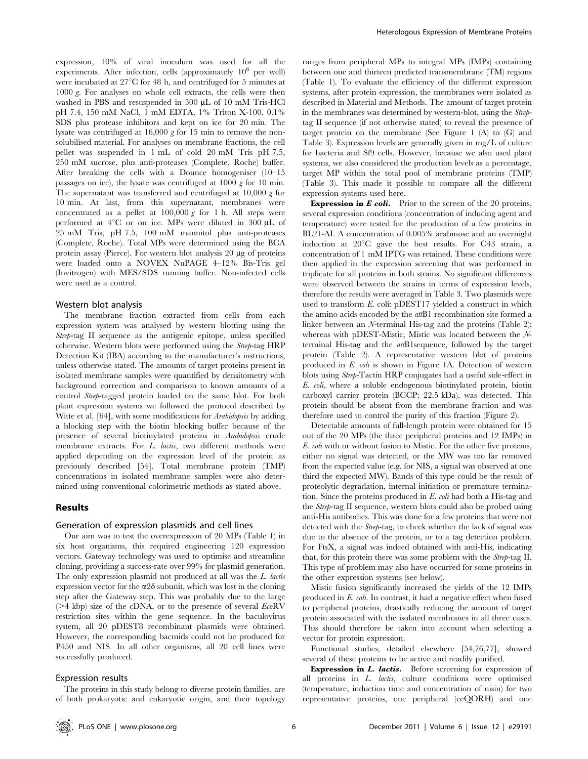expression, 10% of viral inoculum was used for all the experiments. After infection, cells (approximately $10^6$ per well) were incubated at 27°C for 48 h, and centrifuged for 5 minutes at 1000 *g*. For analyses on whole cell extracts, the cells were then washed in PBS and resuspended in 300 µL of 10 mM Tris-HCl pH 7.4, 150 mM NaCl, 1 mM EDTA, 1% Triton X-100, 0.1% SDS plus protease inhibitors and kept on ice for 20 min. The lysate was centrifuged at 16,000 *g* for 15 min to remove the non-solubilised material. For analyses on membrane fractions, the cell pellet was suspended in 1 mL of cold 20 mM Tris pH 7.5, 250 mM sucrose, plus anti-proteases (Complete, Roche) buffer. After breaking the cells with a Dounce homogeniser (10–15 passages on ice), the lysate was centrifuged at 1000 *g* for 10 min. The supernatant was transferred and centrifuged at 10,000 *g* for 10 min. At last, from this supernatant, membranes were concentrated as a pellet at 100,000 *g* for 1 h. All steps were performed at 4°C or on ice. MPs were diluted in 300 µL of 25 mM Tris, pH 7.5, 100 mM mannitol plus anti-proteases (Complete, Roche). Total MPs were determined using the BCA protein assay (Pierce). For western blot analysis 20 µg of proteins were loaded onto a NOVEX NuPAGE 4–12% Bis-Tris gel (Invitrogen) with MES/SDS running buffer. Non-infected cells were used as a control.

### Western blot analysis

The membrane fraction extracted from cells from each expression system was analysed by western blotting using the *Strep*-tag II sequence as the antigenic epitope, unless specified otherwise. Western blots were performed using the *Strep*-tag HRP Detection Kit (IBA) according to the manufacturer's instructions, unless otherwise stated. The amounts of target proteins present in isolated membrane samples were quantified by densitometry with background correction and comparison to known amounts of a control *Strep*-tagged protein loaded on the same blot. For both plant expression systems we followed the protocol described by Witte et al. [64], with some modifications for *Arabidopsis* by adding a blocking step with the biotin blocking buffer because of the presence of several biotinylated proteins in *Arabidopsis* crude membrane extracts. For *L. lactis*, two different methods were applied depending on the expression level of the protein as previously described [54]. Total membrane protein (TMP) concentrations in isolated membrane samples were also determined using conventional colorimetric methods as stated above.

## Results

### Generation of expression plasmids and cell lines

Our aim was to test the overexpression of 20 MPs (Table 1) in six host organisms, this required engineering 120 expression vectors. Gateway technology was used to optimise and streamline cloning, providing a success-rate over 99% for plasmid generation. The only expression plasmid not produced at all was the *L. lactis* expression vector for the α2δ subunit, which was lost in the cloning step after the Gateway step. This was probably due to the large (>4 kbp) size of the cDNA, or to the presence of several *Eco*RV restriction sites within the gene sequence. In the baculovirus system, all 20 pDEST8 recombinant plasmids were obtained. However, the corresponding bacmids could not be produced for P450 and NIS. In all other organisms, all 20 cell lines were successfully produced.

### Expression results

The proteins in this study belong to diverse protein families, are of both prokaryotic and eukaryotic origin, and their topology ranges from peripheral MPs to integral MPs (IMPs) containing between one and thirteen predicted transmembrane (TM) regions (Table 1). To evaluate the efficiency of the different expression systems, after protein expression, the membranes were isolated as described in Material and Methods. The amount of target protein in the membranes was determined by western-blot, using the *Strep*-tag II sequence (if not otherwise stated) to reveal the presence of target protein on the membrane (See Figure 1 (A) to (G) and Table 3). Expression levels are generally given in mg/L of culture for bacteria and Sf9 cells. However, because we also used plant systems, we also considered the production levels as a percentage, target MP within the total pool of membrane proteins (TMP) (Table 3). This made it possible to compare all the different expression systems used here.

**Expression in *E coli*.** Prior to the screen of the 20 proteins, several expression conditions (concentration of inducing agent and temperature) were tested for the production of a few proteins in BL21-AI. A concentration of 0.005% arabinose and an overnight induction at 20°C gave the best results. For C43 strain, a concentration of 1 mM IPTG was retained. These conditions were then applied in the expression screening that was performed in triplicate for all proteins in both strains. No significant differences were observed between the strains in terms of expression levels, therefore the results were averaged in Table 3. Two plasmids were used to transform *E.* coli: pDEST17 yielded a construct in which the amino acids encoded by the *att*B1 recombination site formed a linker between an *N*-terminal His-tag and the proteins (Table 2); whereas with pDEST-Mistic, Mistic was located between the *N*-terminal His-tag and the *att*B1sequence, followed by the target protein (Table 2). A representative western blot of proteins produced in *E. coli* is shown in Figure 1A. Detection of western blots using *Strep*-Tactin HRP conjugates had a useful side-effect in *E. coli*, where a soluble endogenous biotinylated protein, biotin carboxyl carrier protein (BCCP; 22.5 kDa), was detected. This protein should be absent from the membrane fraction and was therefore used to control the purity of this fraction (Figure 2).

Detectable amounts of full-length protein were obtained for 15 out of the 20 MPs (the three peripheral proteins and 12 IMPs) in *E. coli* with or without fusion to Mistic. For the other five proteins, either no signal was detected, or the MW was too far removed from the expected value (e.g. for NIS, a signal was observed at one third the expected MW). Bands of this type could be the result of proteolytic degradation, internal initiation or premature termination. Since the proteins produced in *E. coli* had both a His-tag and the *Strep*-tag II sequence, western blots could also be probed using anti-His antibodies. This was done for a few proteins that were not detected with the *Strep*-tag, to check whether the lack of signal was due to the absence of the protein, or to a tag detection problem. For FtsX, a signal was indeed obtained with anti-His, indicating that, for this protein there was some problem with the *Strep*-tag II. This type of problem may also have occurred for some proteins in the other expression systems (see below).

Mistic fusion significantly increased the yields of the 12 IMPs produced in *E. coli*. In contrast, it had a negative effect when fused to peripheral proteins, drastically reducing the amount of target protein associated with the isolated membranes in all three cases. This should therefore be taken into account when selecting a vector for protein expression.

Functional studies, detailed elsewhere [54,76,77], showed several of these proteins to be active and readily purified.

**Expression in *L. lactis*.** Before screening for expression of all proteins in *L. lactis*, culture conditions were optimised (temperature, induction time and concentration of nisin) for two representative proteins, one peripheral (ceQORH) and one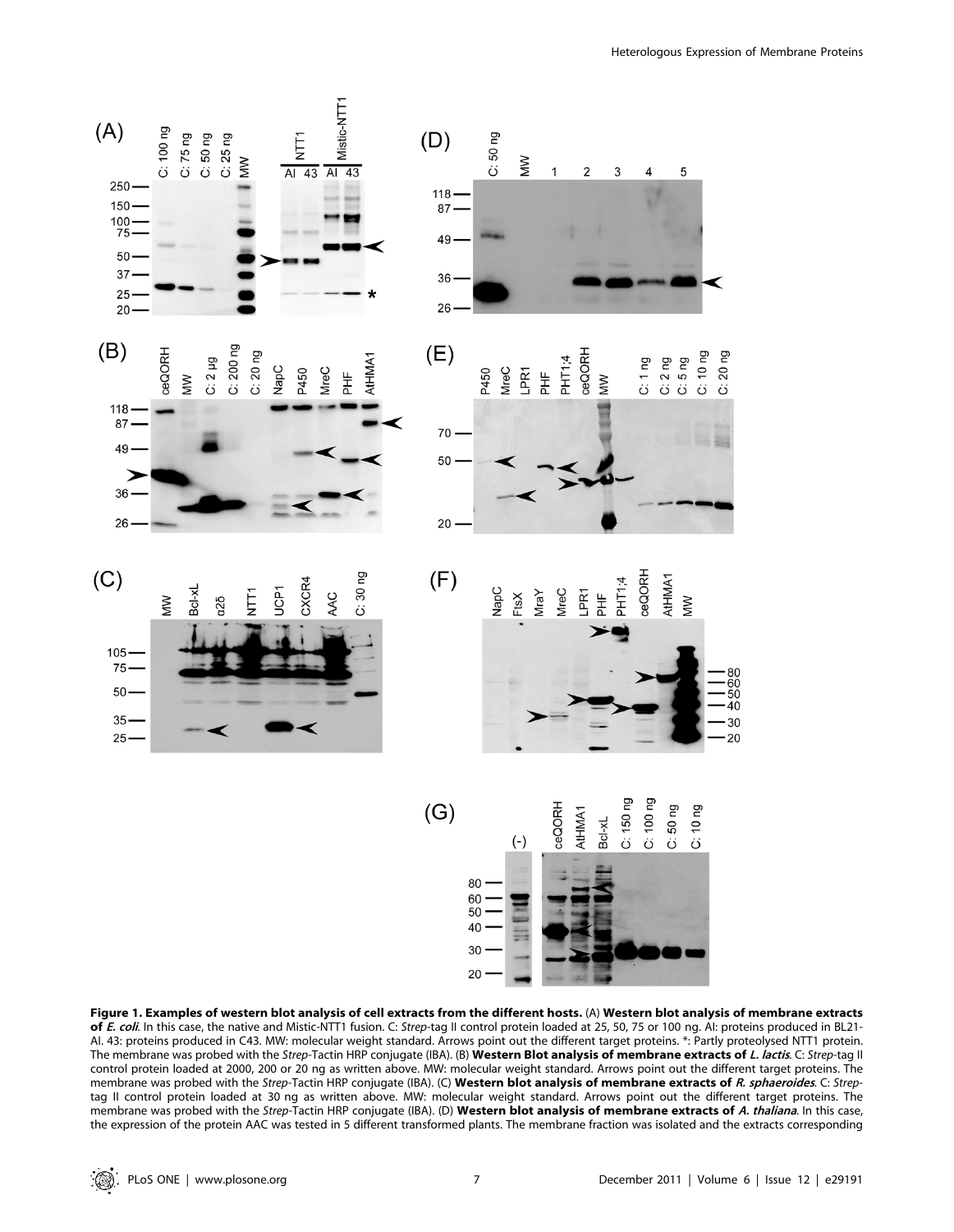**Figure 1. Examples of western blot analysis of cell extracts from the different hosts.** (A) **Western blot analysis of membrane extracts of *E. coli*.** In this case, the native and Mistic-NTT1 fusion. C: *Strep*-tag II control protein loaded at 25, 50, 75 or 100 ng. AI: proteins produced in BL21-AI. 43: proteins produced in C43. MW: molecular weight standard. Arrows point out the different target proteins. *: Partly proteolysed NTT1 protein. The membrane was probed with the *Strep*-Tactin HRP conjugate (IBA). (B) **Western Blot analysis of membrane extracts of *L. lactis*.** C: *Strep*-tag II control protein loaded at 2000, 200 or 20 ng as written above. MW: molecular weight standard. Arrows point out the different target proteins. The membrane was probed with the *Strep*-Tactin HRP conjugate (IBA). (C) **Western blot analysis of membrane extracts of *R. sphaeroides*.** C: *Strep*-tag II control protein loaded at 30 ng as written above. MW: molecular weight standard. Arrows point out the different target proteins. The membrane was probed with the *Strep*-Tactin HRP conjugate (IBA). (D) **Western blot analysis of membrane extracts of *A. thaliana*.** In this case, the expression of the protein AAC was tested in 5 different transformed plants. The membrane fraction was isolated and the extracts corresponding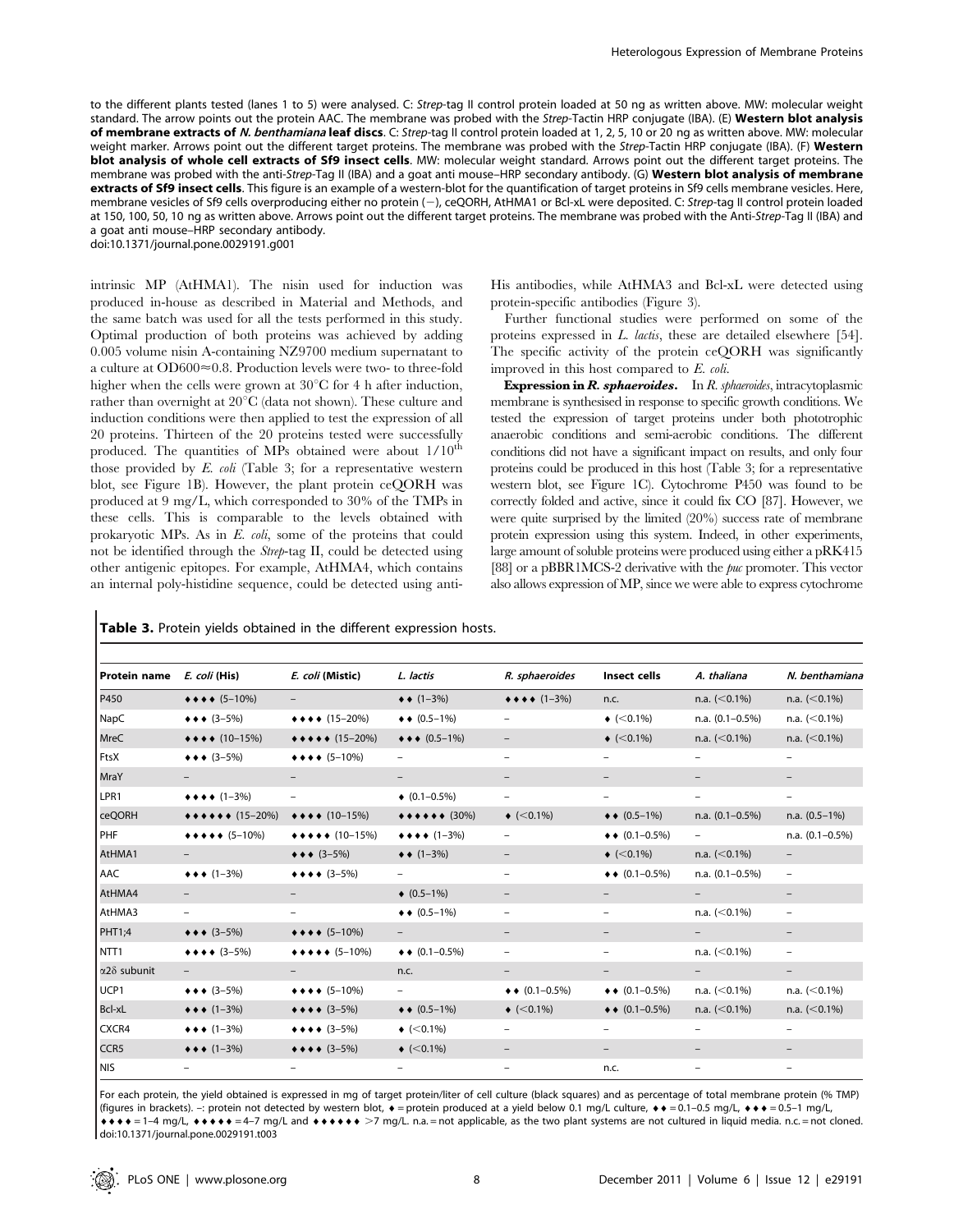to the different plants tested (lanes 1 to 5) were analysed. C: *Strep*-tag II control protein loaded at 50 ng as written above. MW: molecular weight standard. The arrow points out the protein AAC. The membrane was probed with the *Strep*-Tactin HRP conjugate (IBA). (E) **Western blot analysis of membrane extracts of *N. benthamiana* leaf discs**. C: *Strep*-tag II control protein loaded at 1, 2, 5, 10 or 20 ng as written above. MW: molecular weight marker. Arrows point out the different target proteins. The membrane was probed with the *Strep*-Tactin HRP conjugate (IBA). (F) **Western blot analysis of whole cell extracts of Sf9 insect cells**. MW: molecular weight standard. Arrows point out the different target proteins. The membrane was probed with the anti-*Strep*-Tag II (IBA) and a goat anti mouse–HRP secondary antibody. (G) **Western blot analysis of membrane extracts of Sf9 insect cells**. This figure is an example of a western-blot for the quantification of target proteins in Sf9 cells membrane vesicles. Here, membrane vesicles of Sf9 cells overproducing either no protein (−), ceQORH, AtHMA1 or Bcl-xL were deposited. C: *Strep*-tag II control protein loaded at 150, 100, 50, 10 ng as written above. Arrows point out the different target proteins. The membrane was probed with the Anti-*Strep*-Tag II (IBA) and a goat anti mouse–HRP secondary antibody.
doi:10.1371/journal.pone.0029191.g001

intrinsic MP (AtHMA1). The nisin used for induction was produced in-house as described in Material and Methods, and the same batch was used for all the tests performed in this study. Optimal production of both proteins was achieved by adding 0.005 volume nisin A-containing NZ9700 medium supernatant to a culture at OD600≈0.8. Production levels were two- to three-fold higher when the cells were grown at 30°C for 4 h after induction, rather than overnight at 20°C (data not shown). These culture and induction conditions were then applied to test the expression of all 20 proteins. Thirteen of the 20 proteins tested were successfully produced. The quantities of MPs obtained were about 1/10[th] those provided by *E. coli* (Table 3; for a representative western blot, see Figure 1B). However, the plant protein ceQORH was produced at 9 mg/L, which corresponded to 30% of the TMPs in these cells. This is comparable to the levels obtained with prokaryotic MPs. As in *E. coli*, some of the proteins that could not be identified through the *Strep*-tag II, could be detected using other antigenic epitopes. For example, AtHMA4, which contains an internal poly-histidine sequence, could be detected using anti-His antibodies, while AtHMA3 and Bcl-xL were detected using protein-specific antibodies (Figure 3).

Further functional studies were performed on some of the proteins expressed in *L. lactis*, these are detailed elsewhere [54]. The specific activity of the protein ceQORH was significantly improved in this host compared to *E. coli*.

**Expression in *R. sphaeroides*.** In *R. sphaeroides*, intracytoplasmic membrane is synthesised in response to specific growth conditions. We tested the expression of target proteins under both phototrophic anaerobic conditions and semi-aerobic conditions. The different conditions did not have a significant impact on results, and only four proteins could be produced in this host (Table 3; for a representative western blot, see Figure 1C). Cytochrome P450 was found to be correctly folded and active, since it could fix CO [87]. However, we were quite surprised by the limited (20%) success rate of membrane protein expression using this system. Indeed, in other experiments, large amount of soluble proteins were produced using either a pRK415 [88] or a pBBR1MCS-2 derivative with the *puc* promoter. This vector also allows expression of MP, since we were able to express cytochrome

**Table 3.** Protein yields obtained in the different expression hosts.

| Protein name | *E. coli* (His) | *E. coli* (Mistic) | *L. lactis* | *R. sphaeroides* | Insect cells | *A. thaliana* | *N. benthamiana* |
|---|---|---|---|---|---|---|---|
| P450 | ♦♦♦♦ (5–10%) | – | ♦♦ (1–3%) | ♦♦♦♦ (1–3%) | n.c. | n.a. (<0.1%) | n.a. (<0.1%) |
| NapC | ♦♦♦ (3–5%) | ♦♦♦♦ (15–20%) | ♦♦ (0.5–1%) | – | ♦ (<0.1%) | n.a. (0.1–0.5%) | n.a. (<0.1%) |
| MreC | ♦♦♦♦ (10–15%) | ♦♦♦♦♦ (15–20%) | ♦♦♦ (0.5–1%) | – | ♦ (<0.1%) | n.a. (<0.1%) | n.a. (<0.1%) |
| FtsX | ♦♦♦ (3–5%) | ♦♦♦♦ (5–10%) | – | – | – | – | – |
| MraY | – | – | – | – | – | – | – |
| LPR1 | ♦♦♦♦ (1–3%) | – | ♦ (0.1–0.5%) | – | – | – | – |
| ceQORH | ♦♦♦♦♦♦ (15–20%) | ♦♦♦♦ (10–15%) | ♦♦♦♦♦♦ (30%) | ♦ (<0.1%) | ♦♦ (0.5–1%) | n.a. (0.1–0.5%) | n.a. (0.5–1%) |
| PHF | ♦♦♦♦♦ (5–10%) | ♦♦♦♦♦ (10–15%) | ♦♦♦♦ (1–3%) | – | ♦♦ (0.1–0.5%) | – | n.a. (0.1–0.5%) |
| AtHMA1 | – | ♦♦♦ (3–5%) | ♦♦ (1–3%) | – | ♦ (<0.1%) | n.a. (<0.1%) | – |
| AAC | ♦♦♦ (1–3%) | ♦♦♦♦ (3–5%) | – | – | ♦♦ (0.1–0.5%) | n.a. (0.1–0.5%) | – |
| AtHMA4 | – | – | ♦ (0.5–1%) | – | – | – | – |
| AtHMA3 | – | – | ♦♦ (0.5–1%) | – | – | n.a. (<0.1%) | – |
| PHT1;4 | ♦♦♦ (3–5%) | ♦♦♦♦ (5–10%) | – | – | – | – | – |
| NTT1 | ♦♦♦♦ (3–5%) | ♦♦♦♦♦ (5–10%) | ♦♦ (0.1–0.5%) | – | – | n.a. (<0.1%) | – |
| α2δ subunit | – | – | n.c. | – | – | – | – |
| UCP1 | ♦♦♦ (3–5%) | ♦♦♦♦ (5–10%) | – | ♦♦ (0.1–0.5%) | ♦♦ (0.1–0.5%) | n.a. (<0.1%) | n.a. (<0.1%) |
| Bcl-xL | ♦♦♦ (1–3%) | ♦♦♦♦ (3–5%) | ♦♦ (0.5–1%) | ♦ (<0.1%) | ♦♦ (0.1–0.5%) | n.a. (<0.1%) | n.a. (<0.1%) |
| CXCR4 | ♦♦♦ (1–3%) | ♦♦♦♦ (3–5%) | ♦ (<0.1%) | – | – | – | – |
| CCR5 | ♦♦♦ (1–3%) | ♦♦♦♦ (3–5%) | ♦ (<0.1%) | – | – | – | – |
| NIS | – | – | – | – | n.c. | – | – |

For each protein, the yield obtained is expressed in mg of target protein/liter of cell culture (black squares) and as percentage of total membrane protein (% TMP) (figures in brackets). –: protein not detected by western blot, ♦ = protein produced at a yield below 0.1 mg/L culture, ♦♦ = 0.1–0.5 mg/L, ♦♦♦ = 0.5–1 mg/L, ♦♦♦♦ = 1–4 mg/L, ♦♦♦♦♦ = 4–7 mg/L and ♦♦♦♦♦♦ >7 mg/L. n.a. = not applicable, as the two plant systems are not cultured in liquid media. n.c. = not cloned.
doi:10.1371/journal.pone.0029191.t003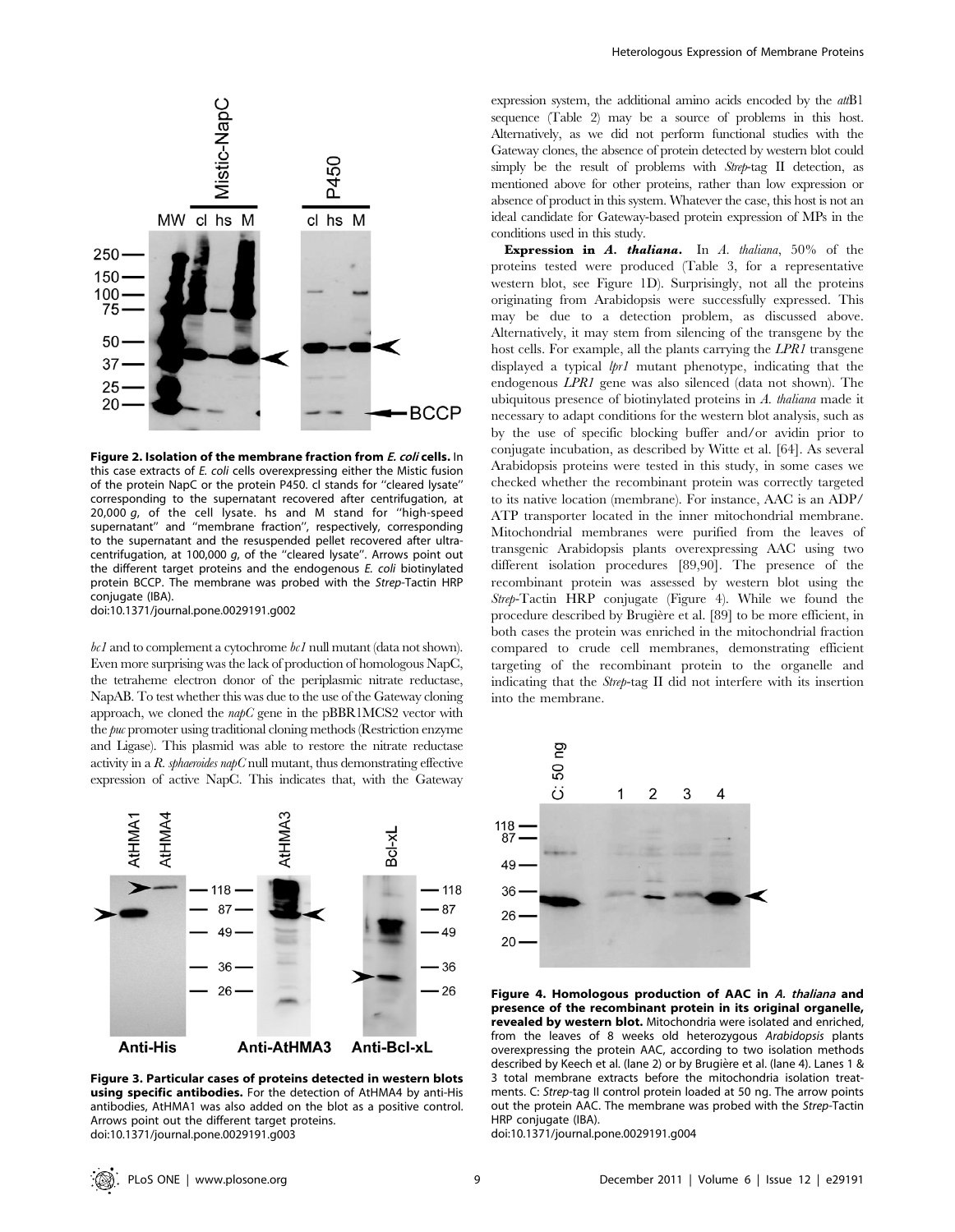**Figure 2. Isolation of the membrane fraction from *E. coli* cells.** In this case extracts of *E. coli* cells overexpressing either the Mistic fusion of the protein NapC or the protein P450. cl stands for "cleared lysate" corresponding to the supernatant recovered after centrifugation, at 20,000 *g*, of the cell lysate. hs and M stand for "high-speed supernatant" and "membrane fraction", respectively, corresponding to the supernatant and the resuspended pellet recovered after ultracentrifugation, at 100,000 *g*, of the "cleared lysate". Arrows point out the different target proteins and the endogenous *E. coli* biotinylated protein BCCP. The membrane was probed with the *Strep*-Tactin HRP conjugate (IBA).
doi:10.1371/journal.pone.0029191.g002

*bc1* and to complement a cytochrome *bc1* null mutant (data not shown). Even more surprising was the lack of production of homologous NapC, the tetraheme electron donor of the periplasmic nitrate reductase, NapAB. To test whether this was due to the use of the Gateway cloning approach, we cloned the *napC* gene in the pBBR1MCS2 vector with the *puc* promoter using traditional cloning methods (Restriction enzyme and Ligase). This plasmid was able to restore the nitrate reductase activity in a *R. sphaeroides napC* null mutant, thus demonstrating effective expression of active NapC. This indicates that, with the Gateway expression system, the additional amino acids encoded by the *att*B1 sequence (Table 2) may be a source of problems in this host. Alternatively, as we did not perform functional studies with the Gateway clones, the absence of protein detected by western blot could simply be the result of problems with *Strep*-tag II detection, as mentioned above for other proteins, rather than low expression or absence of product in this system. Whatever the case, this host is not an ideal candidate for Gateway-based protein expression of MPs in the conditions used in this study.

**Expression in *A. thaliana*.** In *A. thaliana*, 50% of the proteins tested were produced (Table 3, for a representative western blot, see Figure 1D). Surprisingly, not all the proteins originating from Arabidopsis were successfully expressed. This may be due to a detection problem, as discussed above. Alternatively, it may stem from silencing of the transgene by the host cells. For example, all the plants carrying the *LPR1* transgene displayed a typical *lpr1* mutant phenotype, indicating that the endogenous *LPR1* gene was also silenced (data not shown). The ubiquitous presence of biotinylated proteins in *A. thaliana* made it necessary to adapt conditions for the western blot analysis, such as by the use of specific blocking buffer and/or avidin prior to conjugate incubation, as described by Witte et al. [64]. As several Arabidopsis proteins were tested in this study, in some cases we checked whether the recombinant protein was correctly targeted to its native location (membrane). For instance, AAC is an ADP/ATP transporter located in the inner mitochondrial membrane. Mitochondrial membranes were purified from the leaves of transgenic Arabidopsis plants overexpressing AAC using two different isolation procedures [89,90]. The presence of the recombinant protein was assessed by western blot using the *Strep*-Tactin HRP conjugate (Figure 4). While we found the procedure described by Brugière et al. [89] to be more efficient, in both cases the protein was enriched in the mitochondrial fraction compared to crude cell membranes, demonstrating efficient targeting of the recombinant protein to the organelle and indicating that the *Strep*-tag II did not interfere with its insertion into the membrane.

**Figure 3. Particular cases of proteins detected in western blots using specific antibodies.** For the detection of AtHMA4 by anti-His antibodies, AtHMA1 was also added on the blot as a positive control. Arrows point out the different target proteins.
doi:10.1371/journal.pone.0029191.g003

**Figure 4. Homologous production of AAC in *A. thaliana* and presence of the recombinant protein in its original organelle, revealed by western blot.** Mitochondria were isolated and enriched, from the leaves of 8 weeks old heterozygous *Arabidopsis* plants overexpressing the protein AAC, according to two isolation methods described by Keech et al. (lane 2) or by Brugière et al. (lane 4). Lanes 1 & 3 total membrane extracts before the mitochondria isolation treatments. C: *Strep*-tag II control protein loaded at 50 ng. The arrow points out the protein AAC. The membrane was probed with the *Strep*-Tactin HRP conjugate (IBA).
doi:10.1371/journal.pone.0029191.g004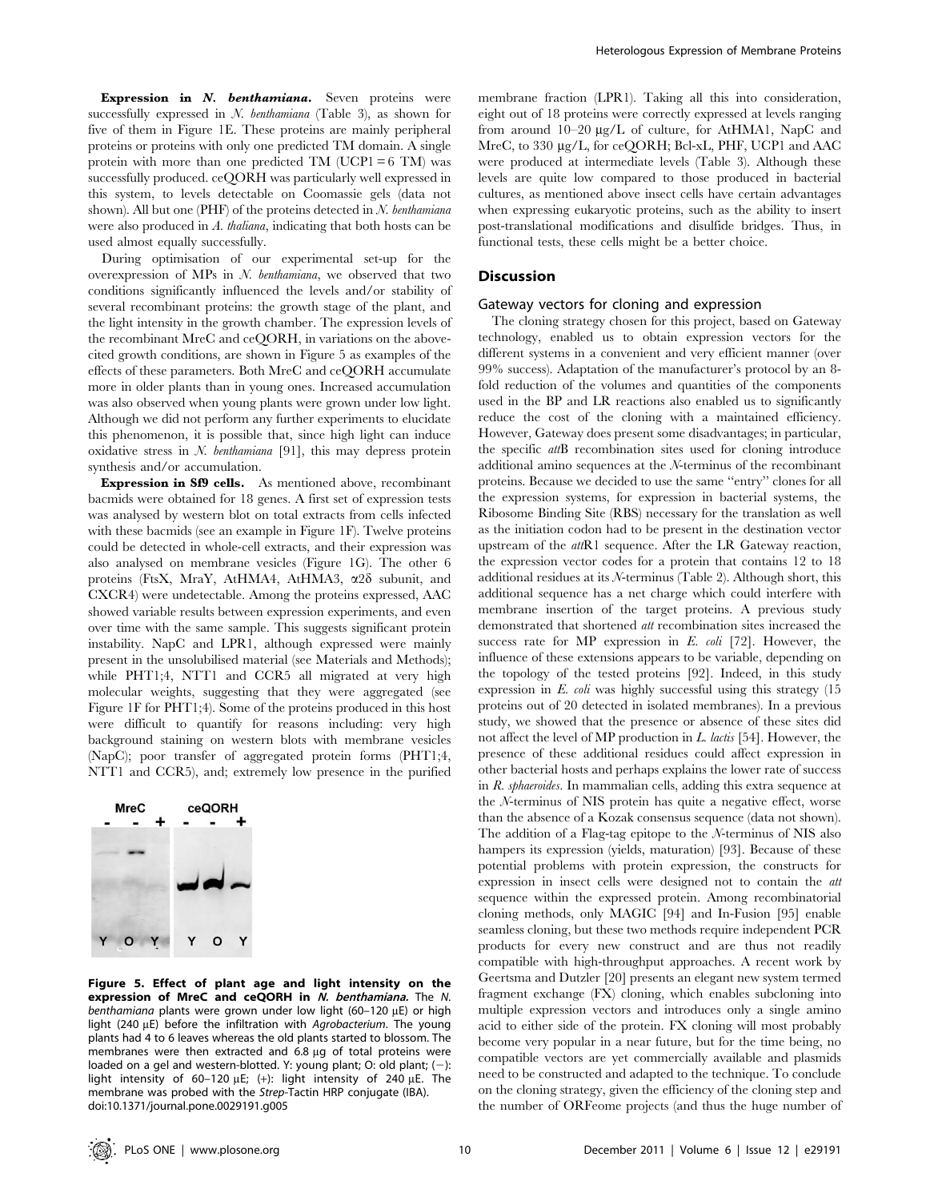**Expression in *N. benthamiana*.** Seven proteins were successfully expressed in *N. benthamiana* (Table 3), as shown for five of them in Figure 1E. These proteins are mainly peripheral proteins or proteins with only one predicted TM domain. A single protein with more than one predicted TM (UCP1 = 6 TM) was successfully produced. ceQORH was particularly well expressed in this system, to levels detectable on Coomassie gels (data not shown). All but one (PHF) of the proteins detected in *N. benthamiana* were also produced in *A. thaliana*, indicating that both hosts can be used almost equally successfully.

During optimisation of our experimental set-up for the overexpression of MPs in *N. benthamiana*, we observed that two conditions significantly influenced the levels and/or stability of several recombinant proteins: the growth stage of the plant, and the light intensity in the growth chamber. The expression levels of the recombinant MreC and ceQORH, in variations on the above-cited growth conditions, are shown in Figure 5 as examples of the effects of these parameters. Both MreC and ceQORH accumulate more in older plants than in young ones. Increased accumulation was also observed when young plants were grown under low light. Although we did not perform any further experiments to elucidate this phenomenon, it is possible that, since high light can induce oxidative stress in *N. benthamiana* [91], this may depress protein synthesis and/or accumulation.

**Expression in Sf9 cells.** As mentioned above, recombinant bacmids were obtained for 18 genes. A first set of expression tests was analysed by western blot on total extracts from cells infected with these bacmids (see an example in Figure 1F). Twelve proteins could be detected in whole-cell extracts, and their expression was also analysed on membrane vesicles (Figure 1G). The other 6 proteins (FtsX, MraY, AtHMA4, AtHMA3, α2δ subunit, and CXCR4) were undetectable. Among the proteins expressed, AAC showed variable results between expression experiments, and even over time with the same sample. This suggests significant protein instability. NapC and LPR1, although expressed were mainly present in the unsolubilised material (see Materials and Methods); while PHT1;4, NTT1 and CCR5 all migrated at very high molecular weights, suggesting that they were aggregated (see Figure 1F for PHT1;4). Some of the proteins produced in this host were difficult to quantify for reasons including: very high background staining on western blots with membrane vesicles (NapC); poor transfer of aggregated protein forms (PHT1;4, NTT1 and CCR5), and; extremely low presence in the purified membrane fraction (LPR1). Taking all this into consideration, eight out of 18 proteins were correctly expressed at levels ranging from around 10–20 μg/L of culture, for AtHMA1, NapC and MreC, to 330 μg/L, for ceQORH; Bcl-xL, PHF, UCP1 and AAC were produced at intermediate levels (Table 3). Although these levels are quite low compared to those produced in bacterial cultures, as mentioned above insect cells have certain advantages when expressing eukaryotic proteins, such as the ability to insert post-translational modifications and disulfide bridges. Thus, in functional tests, these cells might be a better choice.

**Figure 5. Effect of plant age and light intensity on the expression of MreC and ceQORH in *N. benthamiana*.** The *N. benthamiana* plants were grown under low light (60–120 μE) or high light (240 μE) before the infiltration with *Agrobacterium*. The young plants had 4 to 6 leaves whereas the old plants started to blossom. The membranes were then extracted and 6.8 μg of total proteins were loaded on a gel and western-blotted. Y: young plant; O: old plant; (−): light intensity of 60–120 μE; (+): light intensity of 240 μE. The membrane was probed with the *Strep*-Tactin HRP conjugate (IBA).
doi:10.1371/journal.pone.0029191.g005

## Discussion

### Gateway vectors for cloning and expression

The cloning strategy chosen for this project, based on Gateway technology, enabled us to obtain expression vectors for the different systems in a convenient and very efficient manner (over 99% success). Adaptation of the manufacturer's protocol by an 8-fold reduction of the volumes and quantities of the components used in the BP and LR reactions also enabled us to significantly reduce the cost of the cloning with a maintained efficiency. However, Gateway does present some disadvantages; in particular, the specific *att*B recombination sites used for cloning introduce additional amino sequences at the *N*-terminus of the recombinant proteins. Because we decided to use the same "entry" clones for all the expression systems, for expression in bacterial systems, the Ribosome Binding Site (RBS) necessary for the translation as well as the initiation codon had to be present in the destination vector upstream of the *att*R1 sequence. After the LR Gateway reaction, the expression vector codes for a protein that contains 12 to 18 additional residues at its *N*-terminus (Table 2). Although short, this additional sequence has a net charge which could interfere with membrane insertion of the target proteins. A previous study demonstrated that shortened *att* recombination sites increased the success rate for MP expression in *E. coli* [72]. However, the influence of these extensions appears to be variable, depending on the topology of the tested proteins [92]. Indeed, in this study expression in *E. coli* was highly successful using this strategy (15 proteins out of 20 detected in isolated membranes). In a previous study, we showed that the presence or absence of these sites did not affect the level of MP production in *L. lactis* [54]. However, the presence of these additional residues could affect expression in other bacterial hosts and perhaps explains the lower rate of success in *R. sphaeroides*. In mammalian cells, adding this extra sequence at the *N*-terminus of NIS protein has quite a negative effect, worse than the absence of a Kozak consensus sequence (data not shown). The addition of a Flag-tag epitope to the *N*-terminus of NIS also hampers its expression (yields, maturation) [93]. Because of these potential problems with protein expression, the constructs for expression in insect cells were designed not to contain the *att* sequence within the expressed protein. Among recombinatorial cloning methods, only MAGIC [94] and In-Fusion [95] enable seamless cloning, but these two methods require independent PCR products for every new construct and are thus not readily compatible with high-throughput approaches. A recent work by Geertsma and Dutzler [20] presents an elegant new system termed fragment exchange (FX) cloning, which enables subcloning into multiple expression vectors and introduces only a single amino acid to either side of the protein. FX cloning will most probably become very popular in a near future, but for the time being, no compatible vectors are yet commercially available and plasmids need to be constructed and adapted to the technique. To conclude on the cloning strategy, given the efficiency of the cloning step and the number of ORFeome projects (and thus the huge number of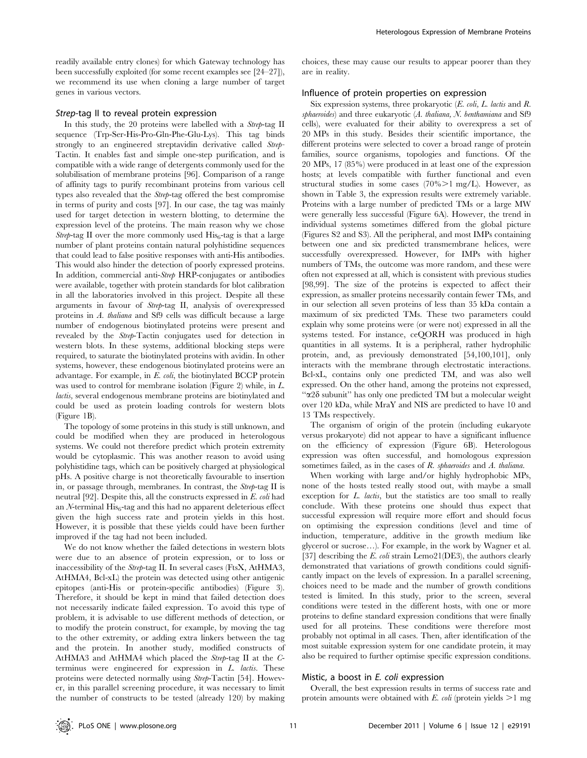readily available entry clones) for which Gateway technology has been successfully exploited (for some recent examples see [24–27]), we recommend its use when cloning a large number of target genes in various vectors.

### *Strep*-tag II to reveal protein expression

In this study, the 20 proteins were labelled with a *Strep*-tag II sequence (Trp-Ser-His-Pro-Gln-Phe-Glu-Lys). This tag binds strongly to an engineered streptavidin derivative called *Strep*-Tactin. It enables fast and simple one-step purification, and is compatible with a wide range of detergents commonly used for the solubilisation of membrane proteins [96]. Comparison of a range of affinity tags to purify recombinant proteins from various cell types also revealed that the *Strep*-tag offered the best compromise in terms of purity and costs [97]. In our case, the tag was mainly used for target detection in western blotting, to determine the expression level of the proteins. The main reason why we chose *Strep*-tag II over the more commonly used $His_6$-tag is that a large number of plant proteins contain natural polyhistidine sequences that could lead to false positive responses with anti-His antibodies. This would also hinder the detection of poorly expressed proteins. In addition, commercial anti-*Strep* HRP-conjugates or antibodies were available, together with protein standards for blot calibration in all the laboratories involved in this project. Despite all these arguments in favour of *Strep*-tag II, analysis of overexpressed proteins in *A. thaliana* and Sf9 cells was difficult because a large number of endogenous biotinylated proteins were present and revealed by the *Strep*-Tactin conjugates used for detection in western blots. In these systems, additional blocking steps were required, to saturate the biotinylated proteins with avidin. In other systems, however, these endogenous biotinylated proteins were an advantage. For example, in *E. coli*, the biotinylated BCCP protein was used to control for membrane isolation (Figure 2) while, in *L. lactis*, several endogenous membrane proteins are biotinylated and could be used as protein loading controls for western blots (Figure 1B).

The topology of some proteins in this study is still unknown, and could be modified when they are produced in heterologous systems. We could not therefore predict which protein extremity would be cytoplasmic. This was another reason to avoid using polyhistidine tags, which can be positively charged at physiological pHs. A positive charge is not theoretically favourable to insertion in, or passage through, membranes. In contrast, the *Strep*-tag II is neutral [92]. Despite this, all the constructs expressed in *E. coli* had an *N*-terminal $His_6$-tag and this had no apparent deleterious effect given the high success rate and protein yields in this host. However, it is possible that these yields could have been further improved if the tag had not been included.

We do not know whether the failed detections in western blots were due to an absence of protein expression, or to loss or inaccessibility of the *Strep*-tag II. In several cases (FtsX, AtHMA3, AtHMA4, Bcl-xL) the protein was detected using other antigenic epitopes (anti-His or protein-specific antibodies) (Figure 3). Therefore, it should be kept in mind that failed detection does not necessarily indicate failed expression. To avoid this type of problem, it is advisable to use different methods of detection, or to modify the protein construct, for example, by moving the tag to the other extremity, or adding extra linkers between the tag and the protein. In another study, modified constructs of AtHMA3 and AtHMA4 which placed the *Strep*-tag II at the *C*-terminus were engineered for expression in *L. lactis*. These proteins were detected normally using *Strep*-Tactin [54]. However, in this parallel screening procedure, it was necessary to limit the number of constructs to be tested (already 120) by making choices, these may cause our results to appear poorer than they are in reality.

### Influence of protein properties on expression

Six expression systems, three prokaryotic (*E. coli*, *L. lactis* and *R. sphaeroides*) and three eukaryotic (*A. thaliana*, *N. benthamiana* and Sf9 cells), were evaluated for their ability to overexpress a set of 20 MPs in this study. Besides their scientific importance, the different proteins were selected to cover a broad range of protein families, source organisms, topologies and functions. Of the 20 MPs, 17 (85%) were produced in at least one of the expression hosts; at levels compatible with further functional and even structural studies in some cases (70%>1 mg/L). However, as shown in Table 3, the expression results were extremely variable. Proteins with a large number of predicted TMs or a large MW were generally less successful (Figure 6A). However, the trend in individual systems sometimes differed from the global picture (Figures S2 and S3). All the peripheral, and most IMPs containing between one and six predicted transmembrane helices, were successfully overexpressed. However, for IMPs with higher numbers of TMs, the outcome was more random, and these were often not expressed at all, which is consistent with previous studies [98,99]. The size of the proteins is expected to affect their expression, as smaller proteins necessarily contain fewer TMs, and in our selection all seven proteins of less than 35 kDa contain a maximum of six predicted TMs. These two parameters could explain why some proteins were (or were not) expressed in all the systems tested. For instance, ceQORH was produced in high quantities in all systems. It is a peripheral, rather hydrophilic protein, and, as previously demonstrated [54,100,101], only interacts with the membrane through electrostatic interactions. Bcl-xL, contains only one predicted TM, and was also well expressed. On the other hand, among the proteins not expressed, "α2δ subunit" has only one predicted TM but a molecular weight over 120 kDa, while MraY and NIS are predicted to have 10 and 13 TMs respectively.

The organism of origin of the protein (including eukaryote versus prokaryote) did not appear to have a significant influence on the efficiency of expression (Figure 6B). Heterologous expression was often successful, and homologous expression sometimes failed, as in the cases of *R. sphaeroides* and *A. thaliana*.

When working with large and/or highly hydrophobic MPs, none of the hosts tested really stood out, with maybe a small exception for *L. lactis*, but the statistics are too small to really conclude. With these proteins one should thus expect that successful expression will require more effort and should focus on optimising the expression conditions (level and time of induction, temperature, additive in the growth medium like glycerol or sucrose…). For example, in the work by Wagner et al. [37] describing the *E. coli* strain Lemo21(DE3), the authors clearly demonstrated that variations of growth conditions could significantly impact on the levels of expression. In a parallel screening, choices need to be made and the number of growth conditions tested is limited. In this study, prior to the screen, several conditions were tested in the different hosts, with one or more proteins to define standard expression conditions that were finally used for all proteins. These conditions were therefore most probably not optimal in all cases. Then, after identification of the most suitable expression system for one candidate protein, it may also be required to further optimise specific expression conditions.

### Mistic, a boost in *E. coli* expression

Overall, the best expression results in terms of success rate and protein amounts were obtained with *E. coli* (protein yields >1 mg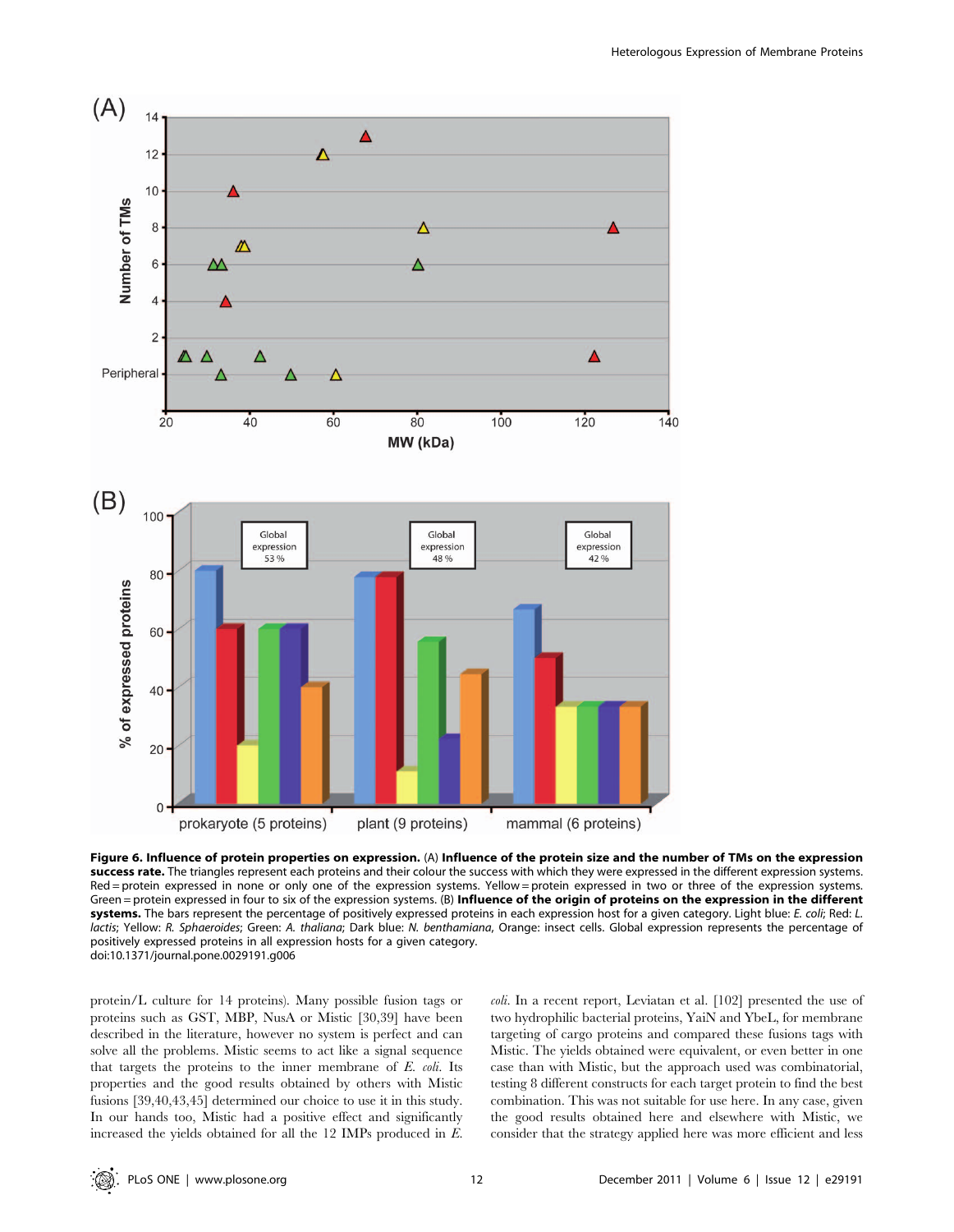**Figure 6. Influence of protein properties on expression.** (A) **Influence of the protein size and the number of TMs on the expression success rate.** The triangles represent each proteins and their colour the success with which they were expressed in the different expression systems. Red = protein expressed in none or only one of the expression systems. Yellow = protein expressed in two or three of the expression systems. Green = protein expressed in four to six of the expression systems. (B) **Influence of the origin of proteins on the expression in the different systems.** The bars represent the percentage of positively expressed proteins in each expression host for a given category. Light blue: *E. coli*; Red: *L. lactis*; Yellow: *R. Sphaeroides*; Green: *A. thaliana*; Dark blue: *N. benthamiana*, Orange: insect cells. Global expression represents the percentage of positively expressed proteins in all expression hosts for a given category.
doi:10.1371/journal.pone.0029191.g006

protein/L culture for 14 proteins). Many possible fusion tags or proteins such as GST, MBP, NusA or Mistic [30,39] have been described in the literature, however no system is perfect and can solve all the problems. Mistic seems to act like a signal sequence that targets the proteins to the inner membrane of *E. coli*. Its properties and the good results obtained by others with Mistic fusions [39,40,43,45] determined our choice to use it in this study. In our hands too, Mistic had a positive effect and significantly increased the yields obtained for all the 12 IMPs produced in *E. coli*. In a recent report, Leviatan et al. [102] presented the use of two hydrophilic bacterial proteins, YaiN and YbeL, for membrane targeting of cargo proteins and compared these fusions tags with Mistic. The yields obtained were equivalent, or even better in one case than with Mistic, but the approach used was combinatorial, testing 8 different constructs for each target protein to find the best combination. This was not suitable for use here. In any case, given the good results obtained here and elsewhere with Mistic, we consider that the strategy applied here was more efficient and less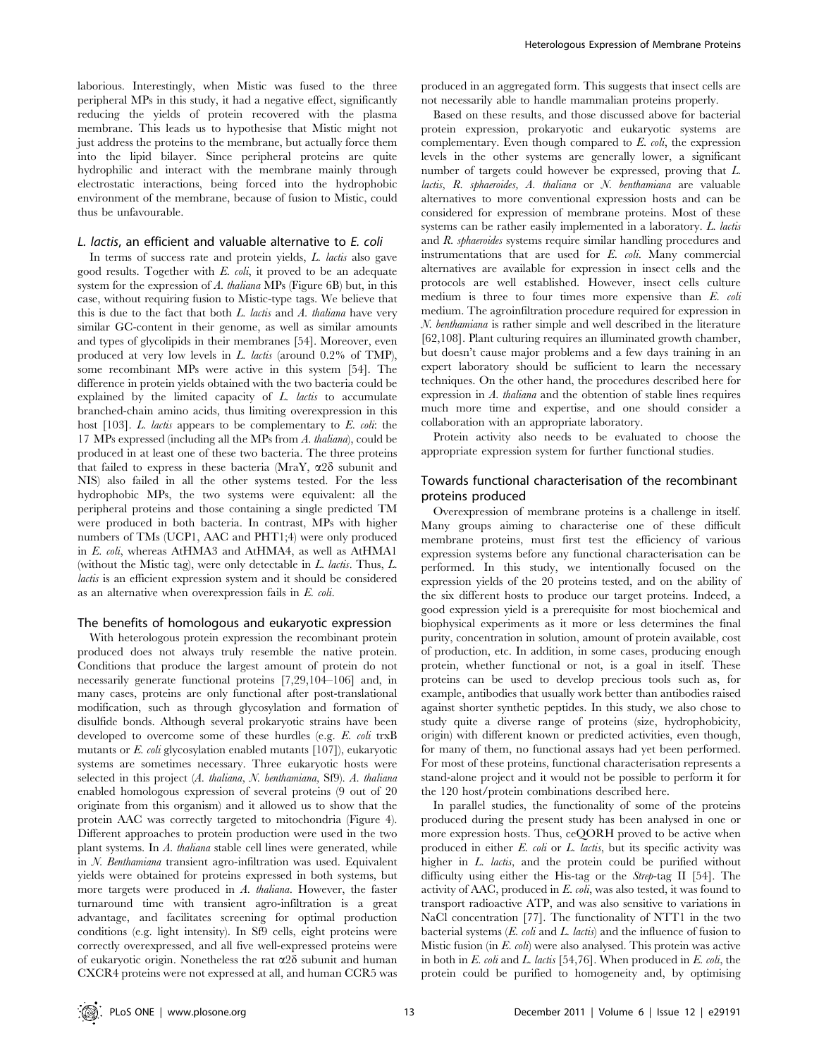laborious. Interestingly, when Mistic was fused to the three peripheral MPs in this study, it had a negative effect, significantly reducing the yields of protein recovered with the plasma membrane. This leads us to hypothesise that Mistic might not just address the proteins to the membrane, but actually force them into the lipid bilayer. Since peripheral proteins are quite hydrophilic and interact with the membrane mainly through electrostatic interactions, being forced into the hydrophobic environment of the membrane, because of fusion to Mistic, could thus be unfavourable.

### *L. lactis*, an efficient and valuable alternative to *E. coli*

In terms of success rate and protein yields, *L. lactis* also gave good results. Together with *E. coli*, it proved to be an adequate system for the expression of *A. thaliana* MPs (Figure 6B) but, in this case, without requiring fusion to Mistic-type tags. We believe that this is due to the fact that both *L. lactis* and *A. thaliana* have very similar GC-content in their genome, as well as similar amounts and types of glycolipids in their membranes [54]. Moreover, even produced at very low levels in *L. lactis* (around 0.2% of TMP), some recombinant MPs were active in this system [54]. The difference in protein yields obtained with the two bacteria could be explained by the limited capacity of *L. lactis* to accumulate branched-chain amino acids, thus limiting overexpression in this host [103]. *L. lactis* appears to be complementary to *E. coli*: the 17 MPs expressed (including all the MPs from *A. thaliana*), could be produced in at least one of these two bacteria. The three proteins that failed to express in these bacteria (MraY, α2δ subunit and NIS) also failed in all the other systems tested. For the less hydrophobic MPs, the two systems were equivalent: all the peripheral proteins and those containing a single predicted TM were produced in both bacteria. In contrast, MPs with higher numbers of TMs (UCP1, AAC and PHT1;4) were only produced in *E. coli*, whereas AtHMA3 and AtHMA4, as well as AtHMA1 (without the Mistic tag), were only detectable in *L. lactis*. Thus, *L. lactis* is an efficient expression system and it should be considered as an alternative when overexpression fails in *E. coli*.

### The benefits of homologous and eukaryotic expression

With heterologous protein expression the recombinant protein produced does not always truly resemble the native protein. Conditions that produce the largest amount of protein do not necessarily generate functional proteins [7,29,104–106] and, in many cases, proteins are only functional after post-translational modification, such as through glycosylation and formation of disulfide bonds. Although several prokaryotic strains have been developed to overcome some of these hurdles (e.g. *E. coli* trxB mutants or *E. coli* glycosylation enabled mutants [107]), eukaryotic systems are sometimes necessary. Three eukaryotic hosts were selected in this project (*A. thaliana*, *N. benthamiana*, Sf9). *A. thaliana* enabled homologous expression of several proteins (9 out of 20 originate from this organism) and it allowed us to show that the protein AAC was correctly targeted to mitochondria (Figure 4). Different approaches to protein production were used in the two plant systems. In *A. thaliana* stable cell lines were generated, while in *N. Benthamiana* transient agro-infiltration was used. Equivalent yields were obtained for proteins expressed in both systems, but more targets were produced in *A. thaliana*. However, the faster turnaround time with transient agro-infiltration is a great advantage, and facilitates screening for optimal production conditions (e.g. light intensity). In Sf9 cells, eight proteins were correctly overexpressed, and all five well-expressed proteins were of eukaryotic origin. Nonetheless the rat α2δ subunit and human CXCR4 proteins were not expressed at all, and human CCR5 was produced in an aggregated form. This suggests that insect cells are not necessarily able to handle mammalian proteins properly.

Based on these results, and those discussed above for bacterial protein expression, prokaryotic and eukaryotic systems are complementary. Even though compared to *E. coli*, the expression levels in the other systems are generally lower, a significant number of targets could however be expressed, proving that *L. lactis*, *R. sphaeroides*, *A. thaliana* or *N. benthamiana* are valuable alternatives to more conventional expression hosts and can be considered for expression of membrane proteins. Most of these systems can be rather easily implemented in a laboratory. *L. lactis* and *R. sphaeroides* systems require similar handling procedures and instrumentations that are used for *E. coli*. Many commercial alternatives are available for expression in insect cells and the protocols are well established. However, insect cells culture medium is three to four times more expensive than *E. coli* medium. The agroinfiltration procedure required for expression in *N. benthamiana* is rather simple and well described in the literature [62,108]. Plant culturing requires an illuminated growth chamber, but doesn't cause major problems and a few days training in an expert laboratory should be sufficient to learn the necessary techniques. On the other hand, the procedures described here for expression in *A. thaliana* and the obtention of stable lines requires much more time and expertise, and one should consider a collaboration with an appropriate laboratory.

Protein activity also needs to be evaluated to choose the appropriate expression system for further functional studies.

### Towards functional characterisation of the recombinant proteins produced

Overexpression of membrane proteins is a challenge in itself. Many groups aiming to characterise one of these difficult membrane proteins, must first test the efficiency of various expression systems before any functional characterisation can be performed. In this study, we intentionally focused on the expression yields of the 20 proteins tested, and on the ability of the six different hosts to produce our target proteins. Indeed, a good expression yield is a prerequisite for most biochemical and biophysical experiments as it more or less determines the final purity, concentration in solution, amount of protein available, cost of production, etc. In addition, in some cases, producing enough protein, whether functional or not, is a goal in itself. These proteins can be used to develop precious tools such as, for example, antibodies that usually work better than antibodies raised against shorter synthetic peptides. In this study, we also chose to study quite a diverse range of proteins (size, hydrophobicity, origin) with different known or predicted activities, even though, for many of them, no functional assays had yet been performed. For most of these proteins, functional characterisation represents a stand-alone project and it would not be possible to perform it for the 120 host/protein combinations described here.

In parallel studies, the functionality of some of the proteins produced during the present study has been analysed in one or more expression hosts. Thus, ceQORH proved to be active when produced in either *E. coli* or *L. lactis*, but its specific activity was higher in *L. lactis*, and the protein could be purified without difficulty using either the His-tag or the *Strep*-tag II [54]. The activity of AAC, produced in *E. coli*, was also tested, it was found to transport radioactive ATP, and was also sensitive to variations in NaCl concentration [77]. The functionality of NTT1 in the two bacterial systems (*E. coli* and *L. lactis*) and the influence of fusion to Mistic fusion (in *E. coli*) were also analysed. This protein was active in both in *E. coli* and *L. lactis* [54,76]. When produced in *E. coli*, the protein could be purified to homogeneity and, by optimising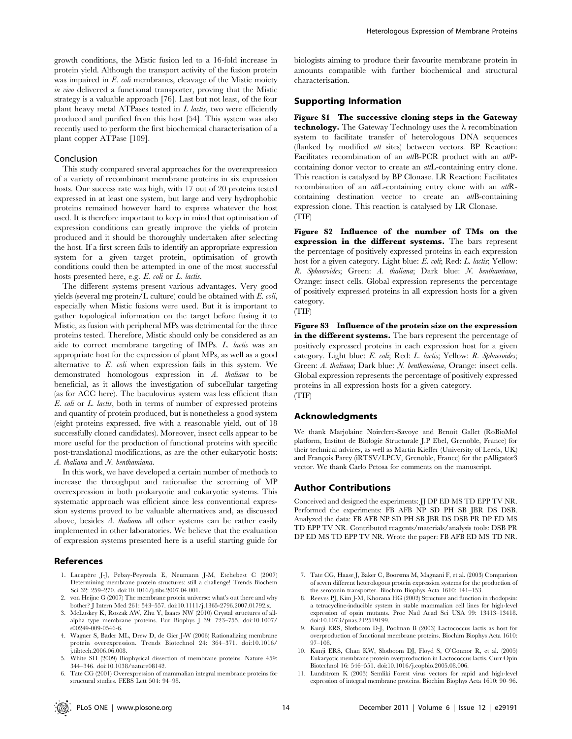growth conditions, the Mistic fusion led to a 16-fold increase in protein yield. Although the transport activity of the fusion protein was impaired in *E. coli* membranes, cleavage of the Mistic moiety *in vivo* delivered a functional transporter, proving that the Mistic strategy is a valuable approach [76]. Last but not least, of the four plant heavy metal ATPases tested in *L lactis*, two were efficiently produced and purified from this host [54]. This system was also recently used to perform the first biochemical characterisation of a plant copper ATPase [109].

### Conclusion

This study compared several approaches for the overexpression of a variety of recombinant membrane proteins in six expression hosts. Our success rate was high, with 17 out of 20 proteins tested expressed in at least one system, but large and very hydrophobic proteins remained however hard to express whatever the host used. It is therefore important to keep in mind that optimisation of expression conditions can greatly improve the yields of protein produced and it should be thoroughly undertaken after selecting the host. If a first screen fails to identify an appropriate expression system for a given target protein, optimisation of growth conditions could then be attempted in one of the most successful hosts presented here, e.g. *E. coli* or *L. lactis*.

The different systems present various advantages. Very good yields (several mg protein/L culture) could be obtained with *E. coli*, especially when Mistic fusions were used. But it is important to gather topological information on the target before fusing it to Mistic, as fusion with peripheral MPs was detrimental for the three proteins tested. Therefore, Mistic should only be considered as an aide to correct membrane targeting of IMPs. *L. lactis* was an appropriate host for the expression of plant MPs, as well as a good alternative to *E. coli* when expression fails in this system. We demonstrated homologous expression in *A. thaliana* to be beneficial, as it allows the investigation of subcellular targeting (as for ACC here). The baculovirus system was less efficient than *E. coli* or *L. lactis*, both in terms of number of expressed proteins and quantity of protein produced, but is nonetheless a good system (eight proteins expressed, five with a reasonable yield, out of 18 successfully cloned candidates). Moreover, insect cells appear to be more useful for the production of functional proteins with specific post-translational modifications, as are the other eukaryotic hosts: *A. thaliana* and *N. benthamiana*.

In this work, we have developed a certain number of methods to increase the throughput and rationalise the screening of MP overexpression in both prokaryotic and eukaryotic systems. This systematic approach was efficient since less conventional expression systems proved to be valuable alternatives and, as discussed above, besides *A. thaliana* all other systems can be rather easily implemented in other laboratories. We believe that the evaluation of expression systems presented here is a useful starting guide for biologists aiming to produce their favourite membrane protein in amounts compatible with further biochemical and structural characterisation.

## Supporting Information

**Figure S1 The successive cloning steps in the Gateway technology.** The Gateway Technology uses the λ recombination system to facilitate transfer of heterologous DNA sequences (flanked by modified *att* sites) between vectors. BP Reaction: Facilitates recombination of an *att*B-PCR product with an *att*P-containing donor vector to create an *att*L-containing entry clone. This reaction is catalysed by BP Clonase. LR Reaction: Facilitates recombination of an *att*L-containing entry clone with an *att*R-containing destination vector to create an *att*B-containing expression clone. This reaction is catalysed by LR Clonase.
(TIF)

**Figure S2 Influence of the number of TMs on the expression in the different systems.** The bars represent the percentage of positively expressed proteins in each expression host for a given category. Light blue: *E. coli*; Red: *L. lactis*; Yellow: *R. Sphaeroides*; Green: *A. thaliana*; Dark blue: *N. benthamiana*, Orange: insect cells. Global expression represents the percentage of positively expressed proteins in all expression hosts for a given category.
(TIF)

**Figure S3 Influence of the protein size on the expression in the different systems.** The bars represent the percentage of positively expressed proteins in each expression host for a given category. Light blue: *E. coli*; Red: *L. lactis*; Yellow: *R. Sphaeroides*; Green: *A. thaliana*; Dark blue: *N. benthamiana*, Orange: insect cells. Global expression represents the percentage of positively expressed proteins in all expression hosts for a given category.
(TIF)

## Acknowledgments

We thank Marjolaine Noirclerc-Savoye and Benoit Gallet (RoBioMol platform, Institut de Biologie Structurale J.P Ebel, Grenoble, France) for their technical advices, as well as Martin Kieffer (University of Leeds, UK) and François Parcy (iRTSV/LPCV, Grenoble, France) for the pAlligator3 vector. We thank Carlo Petosa for comments on the manuscript.

## Author Contributions

Conceived and designed the experiments: JJ DP ED MS TD EPP TV NR. Performed the experiments: FB AFB NP SD PH SB JBR DS DSB. Analyzed the data: FB AFB NP SD PH SB JBR DS DSB PR DP ED MS TD EPP TV NR. Contributed reagents/materials/analysis tools: DSB PR DP ED MS TD EPP TV NR. Wrote the paper: FB AFB ED MS TD NR.

## References

1. Lacapère J-J, Pebay-Peyroula E, Neumann J-M, Etchebest C (2007) Determining membrane protein structures: still a challenge! Trends Biochem Sci 32: 259–270. doi:10.1016/j.tibs.2007.04.001.
2. von Heijne G (2007) The membrane protein universe: what's out there and why bother? J Intern Med 261: 543–557. doi:10.1111/j.1365-2796.2007.01792.x.
3. McLuskey K, Roszak AW, Zhu Y, Isaacs NW (2010) Crystal structures of all-alpha type membrane proteins. Eur Biophys J 39: 723–755. doi:10.1007/s00249-009-0546-6.
4. Wagner S, Bader ML, Drew D, de Gier J-W (2006) Rationalizing membrane protein overexpression. Trends Biotechnol 24: 364–371. doi:10.1016/j.tibtech.2006.06.008.
5. White SH (2009) Biophysical dissection of membrane proteins. Nature 459: 344–346. doi:10.1038/nature08142.
6. Tate CG (2001) Overexpression of mammalian integral membrane proteins for structural studies. FEBS Lett 504: 94–98.
7. Tate CG, Haase J, Baker C, Boorsma M, Magnani F, et al. (2003) Comparison of seven different heterologous protein expression systems for the production of the serotonin transporter. Biochim Biophys Acta 1610: 141–153.
8. Reeves PJ, Kim J-M, Khorana HG (2002) Structure and function in rhodopsin: a tetracycline-inducible system in stable mammalian cell lines for high-level expression of opsin mutants. Proc Natl Acad Sci USA 99: 13413–13418. doi:10.1073/pnas.212519199.
9. Kunji ERS, Slotboom D-J, Poolman B (2003) Lactococcus lactis as host for overproduction of functional membrane proteins. Biochim Biophys Acta 1610: 97–108.
10. Kunji ERS, Chan KW, Slotboom DJ, Floyd S, O'Connor R, et al. (2005) Eukaryotic membrane protein overproduction in Lactococcus lactis. Curr Opin Biotechnol 16: 546–551. doi:10.1016/j.copbio.2005.08.006.
11. Lundstrom K (2003) Semliki Forest virus vectors for rapid and high-level expression of integral membrane proteins. Biochim Biophys Acta 1610: 90–96.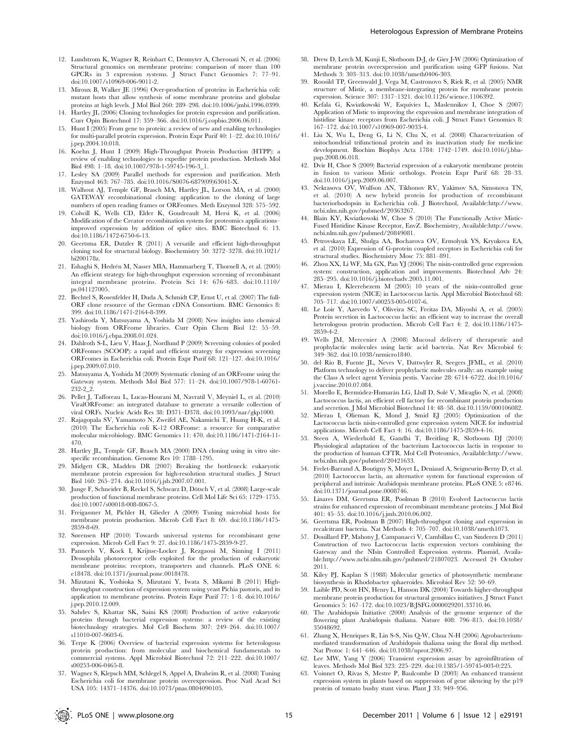12. Lundstrom K, Wagner R, Reinhart C, Desmyter A, Cherouati N, et al. (2006) Structural genomics on membrane proteins: comparison of more than 100 GPCRs in 3 expression systems. J Struct Funct Genomics 7: 77–91. doi:10.1007/s10969-006-9011-2.
13. Miroux B, Walker JE (1996) Over-production of proteins in Escherichia coli: mutant hosts that allow synthesis of some membrane proteins and globular proteins at high levels. J Mol Biol 260: 289–298. doi:10.1006/jmbi.1996.0399.
14. Hartley JL (2006) Cloning technologies for protein expression and purification. Curr Opin Biotechnol 17: 359–366. doi:10.1016/j.copbio.2006.06.011.
15. Hunt I (2005) From gene to protein: a review of new and enabling technologies for multi-parallel protein expression. Protein Expr Purif 40: 1–22. doi:10.1016/j.pep.2004.10.018.
16. Koehn J, Hunt I (2009) High-Throughput Protein Production (HTPP): a review of enabling technologies to expedite protein production. Methods Mol Biol 498: 1–18. doi:10.1007/978-1-59745-196-3_1.
17. Lesley SA (2009) Parallel methods for expression and purification. Meth Enzymol 463: 767–785. doi:10.1016/S0076-6879(09)63041-X.
18. Walhout AJ, Temple GF, Brasch MA, Hartley JL, Lorson MA, et al. (2000) GATEWAY recombinational cloning: application to the cloning of large numbers of open reading frames or ORFeomes. Meth Enzymol 328: 575–592.
19. Colwill K, Wells CD, Elder K, Goudreault M, Hersi K, et al. (2006) Modification of the Creator recombination system for proteomics applications– improved expression by addition of splice sites. BMC Biotechnol 6: 13. doi:10.1186/1472-6750-6-13.
20. Geertsma ER, Dutzler R (2011) A versatile and efficient high-throughput cloning tool for structural biology. Biochemistry 50: 3272–3278. doi:10.1021/bi200178z.
21. Eshaghi S, Hedrén M, Nasser MIA, Hammarberg T, Thornell A, et al. (2005) An efficient strategy for high-throughput expression screening of recombinant integral membrane proteins. Protein Sci 14: 676–683. doi:10.1110/ps.041127005.
22. Bechtel S, Rosenfelder H, Duda A, Schmidt CP, Ernst U, et al. (2007) The full-ORF clone resource of the German cDNA Consortium. BMC Genomics 8: 399. doi:10.1186/1471-2164-8-399.
23. Yashiroda Y, Matsuyama A, Yoshida M (2008) New insights into chemical biology from ORFeome libraries. Curr Opin Chem Biol 12: 55–59. doi:10.1016/j.cbpa.2008.01.024.
24. Dahlroth S-L, Lieu V, Haas J, Nordlund P (2009) Screening colonies of pooled ORFeomes (SCOOP): a rapid and efficient strategy for expression screening ORFeomes in Escherichia coli. Protein Expr Purif 68: 121–127. doi:10.1016/j.pep.2009.07.010.
25. Matsuyama A, Yoshida M (2009) Systematic cloning of an ORFeome using the Gateway system. Methods Mol Biol 577: 11–24. doi:10.1007/978-1-60761-232-2_2.
26. Pellet J, Tafforeau L, Lucas-Hourani M, Navratil V, Meyniel L, et al. (2010) ViralORFeome: an integrated database to generate a versatile collection of viral ORFs. Nucleic Acids Res 38: D371–D378. doi:10.1093/nar/gkp1000.
27. Rajagopala SV, Yamamoto N, Zweifel AE, Nakamichi T, Huang H-K, et al. (2010) The Escherichia coli K-12 ORFeome: a resource for comparative molecular microbiology. BMC Genomics 11: 470. doi:10.1186/1471-2164-11-470.
28. Hartley JL, Temple GF, Brasch MA (2000) DNA cloning using in vitro site-specific recombination. Genome Res 10: 1788–1795.
29. Midgett CR, Madden DR (2007) Breaking the bottleneck: eukaryotic membrane protein expression for high-resolution structural studies. J Struct Biol 160: 265–274. doi:10.1016/j.jsb.2007.07.001.
30. Junge F, Schneider B, Reckel S, Schwarz D, Dötsch V, et al. (2008) Large-scale production of functional membrane proteins. Cell Mol Life Sci 65: 1729–1755. doi:10.1007/s00018-008-8067-5.
31. Freigassner M, Pichler H, Glieder A (2009) Tuning microbial hosts for membrane protein production. Microb Cell Fact 8: 69. doi:10.1186/1475-2859-8-69.
32. Sørensen HP (2010) Towards universal systems for recombinant gene expression. Microb Cell Fact 9: 27. doi:10.1186/1475-2859-9-27.
33. Panneels V, Kock I, Krijnse-Locker J, Rezgaoui M, Sinning I (2011) Drosophila photoreceptor cells exploited for the production of eukaryotic membrane proteins: receptors, transporters and channels. PLoS ONE 6: e18478. doi:10.1371/journal.pone.0018478.
34. Mizutani K, Yoshioka S, Mizutani Y, Iwata S, Mikami B (2011) High-throughput construction of expression system using yeast Pichia pastoris, and its application to membrane proteins. Protein Expr Purif 77: 1–8. doi:10.1016/j.pep.2010.12.009.
35. Sahdev S, Khattar SK, Saini KS (2008) Production of active eukaryotic proteins through bacterial expression systems: a review of the existing biotechnology strategies. Mol Cell Biochem 307: 249–264. doi:10.1007/s11010-007-9603-6.
36. Terpe K (2006) Overview of bacterial expression systems for heterologous protein production: from molecular and biochemical fundamentals to commercial systems. Appl Microbiol Biotechnol 72: 211–222. doi:10.1007/s00253-006-0465-8.
37. Wagner S, Klepsch MM, Schlegel S, Appel A, Draheim R, et al. (2008) Tuning Escherichia coli for membrane protein overexpression. Proc Natl Acad Sci USA 105: 14371–14376. doi:10.1073/pnas.0804090105.
38. Drew D, Lerch M, Kunji E, Slotboom D-J, de Gier J-W (2006) Optimization of membrane protein overexpression and purification using GFP fusions. Nat Methods 3: 303–313. doi:10.1038/nmeth0406-303.
39. Roosild TP, Greenwald J, Vega M, Castronovo S, Riek R, et al. (2005) NMR structure of Mistic, a membrane-integrating protein for membrane protein expression. Science 307: 1317–1321. doi:10.1126/science.1106392.
40. Kefala G, Kwiatkowski W, Esquivies L, Maslennikov I, Choe S (2007) Application of Mistic to improving the expression and membrane integration of histidine kinase receptors from Escherichia coli. J Struct Funct Genomics 8: 167–172. doi:10.1007/s10969-007-9033-4.
41. Liu X, Wu L, Deng G, Li N, Chu X, et al. (2008) Characterization of mitochondrial trifunctional protein and its inactivation study for medicine development. Biochim Biophys Acta 1784: 1742–1749. doi:10.1016/j.bbapap.2008.06.018.
42. Dvir H, Choe S (2009) Bacterial expression of a eukaryotic membrane protein in fusion to various Mistic orthologs. Protein Expr Purif 68: 28–33. doi:10.1016/j.pep.2009.06.007.
43. Nekrasova OV, Wulfson AN, Tikhonov RV, Yakimov SA, Simonova TN, et al. (2010) A new hybrid protein for production of recombinant bacteriorhodopsin in Escherichia coli. J Biotechnol, Available:http://www.ncbi.nlm.nih.gov/pubmed/20363267.
44. Blain KY, Kwiatkowski W, Choe S (2010) The Functionally Active Mistic-Fused Histidine Kinase Receptor, EnvZ. Biochemistry, Available:http://www.ncbi.nlm.nih.gov/pubmed/20849081.
45. Petrovskaya LE, Shulga AA, Bocharova OV, Ermolyuk YS, Kryukova EA, et al. (2010) Expression of G-protein coupled receptors in Escherichia coli for structural studies. Biochemistry Mosc 75: 881–891.
46. Zhou XX, Li WF, Ma GX, Pan YJ (2006) The nisin-controlled gene expression system: construction, application and improvements. Biotechnol Adv 24: 285–295. doi:10.1016/j.biotechadv.2005.11.001.
47. Mierau I, Kleerebezem M (2005) 10 years of the nisin-controlled gene expression system (NICE) in Lactococcus lactis. Appl Microbiol Biotechnol 68: 705–717. doi:10.1007/s00253-005-0107-6.
48. Le Loir Y, Azevedo V, Oliveira SC, Freitas DA, Miyoshi A, et al. (2005) Protein secretion in Lactococcus lactis: an efficient way to increase the overall heterologous protein production. Microb Cell Fact 4: 2. doi:10.1186/1475-2859-4-2.
49. Wells JM, Mercenier A (2008) Mucosal delivery of therapeutic and prophylactic molecules using lactic acid bacteria. Nat Rev Microbiol 6: 349–362. doi:10.1038/nrmicro1840.
50. del Rio B, Fuente JL, Neves V, Dattwyler R, Seegers JFML, et al. (2010) Platform technology to deliver prophylactic molecules orally: an example using the Class A select agent Yersinia pestis. Vaccine 28: 6714–6722. doi:10.1016/j.vaccine.2010.07.084.
51. Morello E, Bermúdez-Humarán LG, Llull D, Solé V, Miraglio N, et al. (2008) Lactococcus lactis, an efficient cell factory for recombinant protein production and secretion. J Mol Microbiol Biotechnol 14: 48–58. doi:10.1159/000106082.
52. Mierau I, Olieman K, Mond J, Smid EJ (2005) Optimization of the Lactococcus lactis nisin-controlled gene expression system NICE for industrial applications. Microb Cell Fact 4: 16. doi:10.1186/1475-2859-4-16.
53. Steen A, Wiederhold E, Gandhi T, Breitling R, Slotboom DJ (2010) Physiological adaptation of the bacterium Lactococcus lactis in response to the production of human CFTR. Mol Cell Proteomics, Available:http://www.ncbi.nlm.nih.gov/pubmed/20421633.
54. Frelet-Barrand A, Boutigny S, Moyet L, Deniaud A, Seigneurin-Berny D, et al. (2010) Lactococcus lactis, an alternative system for functional expression of peripheral and intrinsic Arabidopsis membrane proteins. PLoS ONE 5: e8746. doi:10.1371/journal.pone.0008746.
55. Linares DM, Geertsma ER, Poolman B (2010) Evolved Lactococcus lactis strains for enhanced expression of recombinant membrane proteins. J Mol Biol 401: 45–55. doi:10.1016/j.jmb.2010.06.002.
56. Geertsma ER, Poolman B (2007) High-throughput cloning and expression in recalcitrant bacteria. Nat Methods 4: 705–707. doi:10.1038/nmeth1073.
57. Douillard FP, Mahony J, Campanacci V, Cambillau C, van Sinderen D (2011) Construction of two Lactococcus lactis expression vectors combining the Gateway and the NIsin Controlled Expression systems. Plasmid, Available:http://www.ncbi.nlm.nih.gov/pubmed/21807023. Accessed 24 October 2011.
58. Kiley PJ, Kaplan S (1988) Molecular genetics of photosynthetic membrane biosynthesis in Rhodobacter sphaeroides. Microbiol Rev 52: 50–69.
59. Laible PD, Scott HN, Henry L, Hanson DK (2004) Towards higher-throughput membrane protein production for structural genomics initiatives. J Struct Funct Genomics 5: 167–172. doi:10.1023/B:JSFG.0000029201.33710.46.
60. The Arabidopsis Initiative (2000) Analysis of the genome sequence of the flowering plant Arabidopsis thaliana. Nature 408: 796–815. doi:10.1038/35048692.
61. Zhang X, Henriques R, Lin S-S, Niu Q-W, Chua N-H (2006) Agrobacterium-mediated transformation of Arabidopsis thaliana using the floral dip method. Nat Protoc 1: 641–646. doi:10.1038/nprot.2006.97.
62. Lee MW, Yang Y (2006) Transient expression assay by agroinfiltration of leaves. Methods Mol Biol 323: 225–229. doi:10.1385/1-59745-003-0:225.
63. Voinnet O, Rivas S, Mestre P, Baulcombe D (2003) An enhanced transient expression system in plants based on suppression of gene silencing by the p19 protein of tomato bushy stunt virus. Plant J 33: 949–956.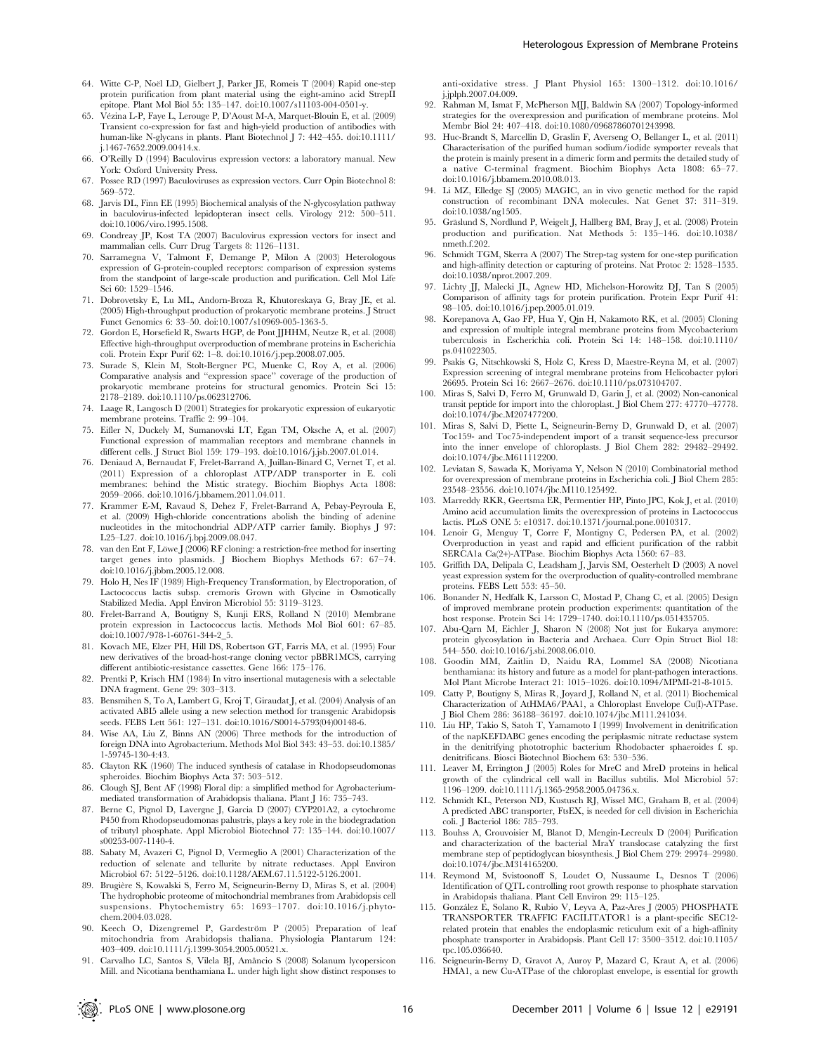64. Witte C-P, Noël LD, Gielbert J, Parker JE, Romeis T (2004) Rapid one-step protein purification from plant material using the eight-amino acid StrepII epitope. Plant Mol Biol 55: 135–147. doi:10.1007/s11103-004-0501-y.
65. Vézina L-P, Faye L, Lerouge P, D'Aoust M-A, Marquet-Blouin E, et al. (2009) Transient co-expression for fast and high-yield production of antibodies with human-like N-glycans in plants. Plant Biotechnol J 7: 442–455. doi:10.1111/j.1467-7652.2009.00414.x.
66. O'Reilly D (1994) Baculovirus expression vectors: a laboratory manual. New York: Oxford University Press.
67. Possee RD (1997) Baculoviruses as expression vectors. Curr Opin Biotechnol 8: 569–572.
68. Jarvis DL, Finn EE (1995) Biochemical analysis of the N-glycosylation pathway in baculovirus-infected lepidopteran insect cells. Virology 212: 500–511. doi:10.1006/viro.1995.1508.
69. Condreay JP, Kost TA (2007) Baculovirus expression vectors for insect and mammalian cells. Curr Drug Targets 8: 1126–1131.
70. Sarramegna V, Talmont F, Demange P, Milon A (2003) Heterologous expression of G-protein-coupled receptors: comparison of expression systems from the standpoint of large-scale production and purification. Cell Mol Life Sci 60: 1529–1546.
71. Dobrovetsky E, Lu ML, Andorn-Broza R, Khutoreskaya G, Bray JE, et al. (2005) High-throughput production of prokaryotic membrane proteins. J Struct Funct Genomics 6: 33–50. doi:10.1007/s10969-005-1363-5.
72. Gordon E, Horsefield R, Swarts HGP, de Pont JJHHM, Neutze R, et al. (2008) Effective high-throughput overproduction of membrane proteins in Escherichia coli. Protein Expr Purif 62: 1–8. doi:10.1016/j.pep.2008.07.005.
73. Surade S, Klein M, Stolt-Bergner PC, Muenke C, Roy A, et al. (2006) Comparative analysis and "expression space" coverage of the production of prokaryotic membrane proteins for structural genomics. Protein Sci 15: 2178–2189. doi:10.1110/ps.062312706.
74. Laage R, Langosch D (2001) Strategies for prokaryotic expression of eukaryotic membrane proteins. Traffic 2: 99–104.
75. Eifler N, Duckely M, Sumanovski LT, Egan TM, Oksche A, et al. (2007) Functional expression of mammalian receptors and membrane channels in different cells. J Struct Biol 159: 179–193. doi:10.1016/j.jsb.2007.01.014.
76. Deniaud A, Bernaudat F, Frelet-Barrand A, Juillan-Binard C, Vernet T, et al. (2011) Expression of a chloroplast ATP/ADP transporter in E. coli membranes: behind the Mistic strategy. Biochim Biophys Acta 1808: 2059–2066. doi:10.1016/j.bbamem.2011.04.011.
77. Krammer E-M, Ravaud S, Dehez F, Frelet-Barrand A, Pebay-Peyroula E, et al. (2009) High-chloride concentrations abolish the binding of adenine nucleotides in the mitochondrial ADP/ATP carrier family. Biophys J 97: L25–L27. doi:10.1016/j.bpj.2009.08.047.
78. van den Ent F, Löwe J (2006) RF cloning: a restriction-free method for inserting target genes into plasmids. J Biochem Biophys Methods 67: 67–74. doi:10.1016/j.jbbm.2005.12.008.
79. Holo H, Nes IF (1989) High-Frequency Transformation, by Electroporation, of Lactococcus lactis subsp. cremoris Grown with Glycine in Osmotically Stabilized Media. Appl Environ Microbiol 55: 3119–3123.
80. Frelet-Barrand A, Boutigny S, Kunji ERS, Rolland N (2010) Membrane protein expression in Lactococcus lactis. Methods Mol Biol 601: 67–85. doi:10.1007/978-1-60761-344-2_5.
81. Kovach ME, Elzer PH, Hill DS, Robertson GT, Farris MA, et al. (1995) Four new derivatives of the broad-host-range cloning vector pBBR1MCS, carrying different antibiotic-resistance cassettes. Gene 166: 175–176.
82. Prentki P, Krisch HM (1984) In vitro insertional mutagenesis with a selectable DNA fragment. Gene 29: 303–313.
83. Bensmihen S, To A, Lambert G, Kroj T, Giraudat J, et al. (2004) Analysis of an activated ABI5 allele using a new selection method for transgenic Arabidopsis seeds. FEBS Lett 561: 127–131. doi:10.1016/S0014-5793(04)00148-6.
84. Wise AA, Liu Z, Binns AN (2006) Three methods for the introduction of foreign DNA into Agrobacterium. Methods Mol Biol 343: 43–53. doi:10.1385/1-59745-130-4:43.
85. Clayton RK (1960) The induced synthesis of catalase in Rhodopseudomonas spheroides. Biochim Biophys Acta 37: 503–512.
86. Clough SJ, Bent AF (1998) Floral dip: a simplified method for Agrobacterium-mediated transformation of Arabidopsis thaliana. Plant J 16: 735–743.
87. Berne C, Pignol D, Lavergne J, Garcia D (2007) CYP201A2, a cytochrome P450 from Rhodopseudomonas palustris, plays a key role in the biodegradation of tributyl phosphate. Appl Microbiol Biotechnol 77: 135–144. doi:10.1007/s00253-007-1140-4.
88. Sabaty M, Avazeri C, Pignol D, Vermeglio A (2001) Characterization of the reduction of selenate and tellurite by nitrate reductases. Appl Environ Microbiol 67: 5122–5126. doi:10.1128/AEM.67.11.5122-5126.2001.
89. Brugière S, Kowalski S, Ferro M, Seigneurin-Berny D, Miras S, et al. (2004) The hydrophobic proteome of mitochondrial membranes from Arabidopsis cell suspensions. Phytochemistry 65: 1693–1707. doi:10.1016/j.phytochem.2004.03.028.
90. Keech O, Dizengremel P, Gardeström P (2005) Preparation of leaf mitochondria from Arabidopsis thaliana. Physiologia Plantarum 124: 403–409. doi:10.1111/j.1399-3054.2005.00521.x.
91. Carvalho LC, Santos S, Vilela BJ, Amâncio S (2008) Solanum lycopersicon Mill. and Nicotiana benthamiana L. under high light show distinct responses to anti-oxidative stress. J Plant Physiol 165: 1300–1312. doi:10.1016/j.jplph.2007.04.009.
92. Rahman M, Ismat F, McPherson MJJ, Baldwin SA (2007) Topology-informed strategies for the overexpression and purification of membrane proteins. Mol Membr Biol 24: 407–418. doi:10.1080/09687860701243998.
93. Huc-Brandt S, Marcellin D, Graslin F, Averseng O, Bellanger L, et al. (2011) Characterisation of the purified human sodium/iodide symporter reveals that the protein is mainly present in a dimeric form and permits the detailed study of a native C-terminal fragment. Biochim Biophys Acta 1808: 65–77. doi:10.1016/j.bbamem.2010.08.013.
94. Li MZ, Elledge SJ (2005) MAGIC, an in vivo genetic method for the rapid construction of recombinant DNA molecules. Nat Genet 37: 311–319. doi:10.1038/ng1505.
95. Gräslund S, Nordlund P, Weigelt J, Hallberg BM, Bray J, et al. (2008) Protein production and purification. Nat Methods 5: 135–146. doi:10.1038/nmeth.f.202.
96. Schmidt TGM, Skerra A (2007) The Strep-tag system for one-step purification and high-affinity detection or capturing of proteins. Nat Protoc 2: 1528–1535. doi:10.1038/nprot.2007.209.
97. Lichty JJ, Malecki JL, Agnew HD, Michelson-Horowitz DJ, Tan S (2005) Comparison of affinity tags for protein purification. Protein Expr Purif 41: 98–105. doi:10.1016/j.pep.2005.01.019.
98. Korepanova A, Gao FP, Hua Y, Qin H, Nakamoto RK, et al. (2005) Cloning and expression of multiple integral membrane proteins from Mycobacterium tuberculosis in Escherichia coli. Protein Sci 14: 148–158. doi:10.1110/ps.041022305.
99. Psakis G, Nitschkowski S, Holz C, Kress D, Maestre-Reyna M, et al. (2007) Expression screening of integral membrane proteins from Helicobacter pylori 26695. Protein Sci 16: 2667–2676. doi:10.1110/ps.073104707.
100. Miras S, Salvi D, Ferro M, Grunwald D, Garin J, et al. (2002) Non-canonical transit peptide for import into the chloroplast. J Biol Chem 277: 47770–47778. doi:10.1074/jbc.M207477200.
101. Miras S, Salvi D, Piette L, Seigneurin-Berny D, Grunwald D, et al. (2007) Toc159- and Toc75-independent import of a transit sequence-less precursor into the inner envelope of chloroplasts. J Biol Chem 282: 29482–29492. doi:10.1074/jbc.M611112200.
102. Leviatan S, Sawada K, Moriyama Y, Nelson N (2010) Combinatorial method for overexpression of membrane proteins in Escherichia coli. J Biol Chem 285: 23548–23556. doi:10.1074/jbc.M110.125492.
103. Marreddy RKR, Geertsma ER, Permentier HP, Pinto JPC, Kok J, et al. (2010) Amino acid accumulation limits the overexpression of proteins in Lactococcus lactis. PLoS ONE 5: e10317. doi:10.1371/journal.pone.0010317.
104. Lenoir G, Menguy T, Corre F, Montigny C, Pedersen PA, et al. (2002) Overproduction in yeast and rapid and efficient purification of the rabbit SERCA1a Ca(2+)-ATPase. Biochim Biophys Acta 1560: 67–83.
105. Griffith DA, Delipala C, Leadsham J, Jarvis SM, Oesterhelt D (2003) A novel yeast expression system for the overproduction of quality-controlled membrane proteins. FEBS Lett 553: 45–50.
106. Bonander N, Hedfalk K, Larsson C, Mostad P, Chang C, et al. (2005) Design of improved membrane protein production experiments: quantitation of the host response. Protein Sci 14: 1729–1740. doi:10.1110/ps.051435705.
107. Abu-Qarn M, Eichler J, Sharon N (2008) Not just for Eukarya anymore: protein glycosylation in Bacteria and Archaea. Curr Opin Struct Biol 18: 544–550. doi:10.1016/j.sbi.2008.06.010.
108. Goodin MM, Zaitlin D, Naidu RA, Lommel SA (2008) Nicotiana benthamiana: its history and future as a model for plant-pathogen interactions. Mol Plant Microbe Interact 21: 1015–1026. doi:10.1094/MPMI-21-8-1015.
109. Catty P, Boutigny S, Miras R, Joyard J, Rolland N, et al. (2011) Biochemical Characterization of AtHMA6/PAA1, a Chloroplast Envelope Cu(I)-ATPase. J Biol Chem 286: 36188–36197. doi:10.1074/jbc.M111.241034.
110. Liu HP, Takio S, Satoh T, Yamamoto I (1999) Involvement in denitrification of the napKEFDABC genes encoding the periplasmic nitrate reductase system in the denitrifying phototrophic bacterium Rhodobacter sphaeroides f. sp. denitrificans. Biosci Biotechnol Biochem 63: 530–536.
111. Leaver M, Errington J (2005) Roles for MreC and MreD proteins in helical growth of the cylindrical cell wall in Bacillus subtilis. Mol Microbiol 57: 1196–1209. doi:10.1111/j.1365-2958.2005.04736.x.
112. Schmidt KL, Peterson ND, Kustusch RJ, Wissel MC, Graham B, et al. (2004) A predicted ABC transporter, FtsEX, is needed for cell division in Escherichia coli. J Bacteriol 186: 785–793.
113. Bouhss A, Crouvoisier M, Blanot D, Mengin-Lecreulx D (2004) Purification and characterization of the bacterial MraY translocase catalyzing the first membrane step of peptidoglycan biosynthesis. J Biol Chem 279: 29974–29980. doi:10.1074/jbc.M314165200.
114. Reymond M, Svistoonoff S, Loudet O, Nussaume L, Desnos T (2006) Identification of QTL controlling root growth response to phosphate starvation in Arabidopsis thaliana. Plant Cell Environ 29: 115–125.
115. González E, Solano R, Rubio V, Leyva A, Paz-Ares J (2005) PHOSPHATE TRANSPORTER TRAFFIC FACILITATOR1 is a plant-specific SEC12-related protein that enables the endoplasmic reticulum exit of a high-affinity phosphate transporter in Arabidopsis. Plant Cell 17: 3500–3512. doi:10.1105/tpc.105.036640.
116. Seigneurin-Berny D, Gravot A, Auroy P, Mazard C, Kraut A, et al. (2006) HMA1, a new Cu-ATPase of the chloroplast envelope, is essential for growth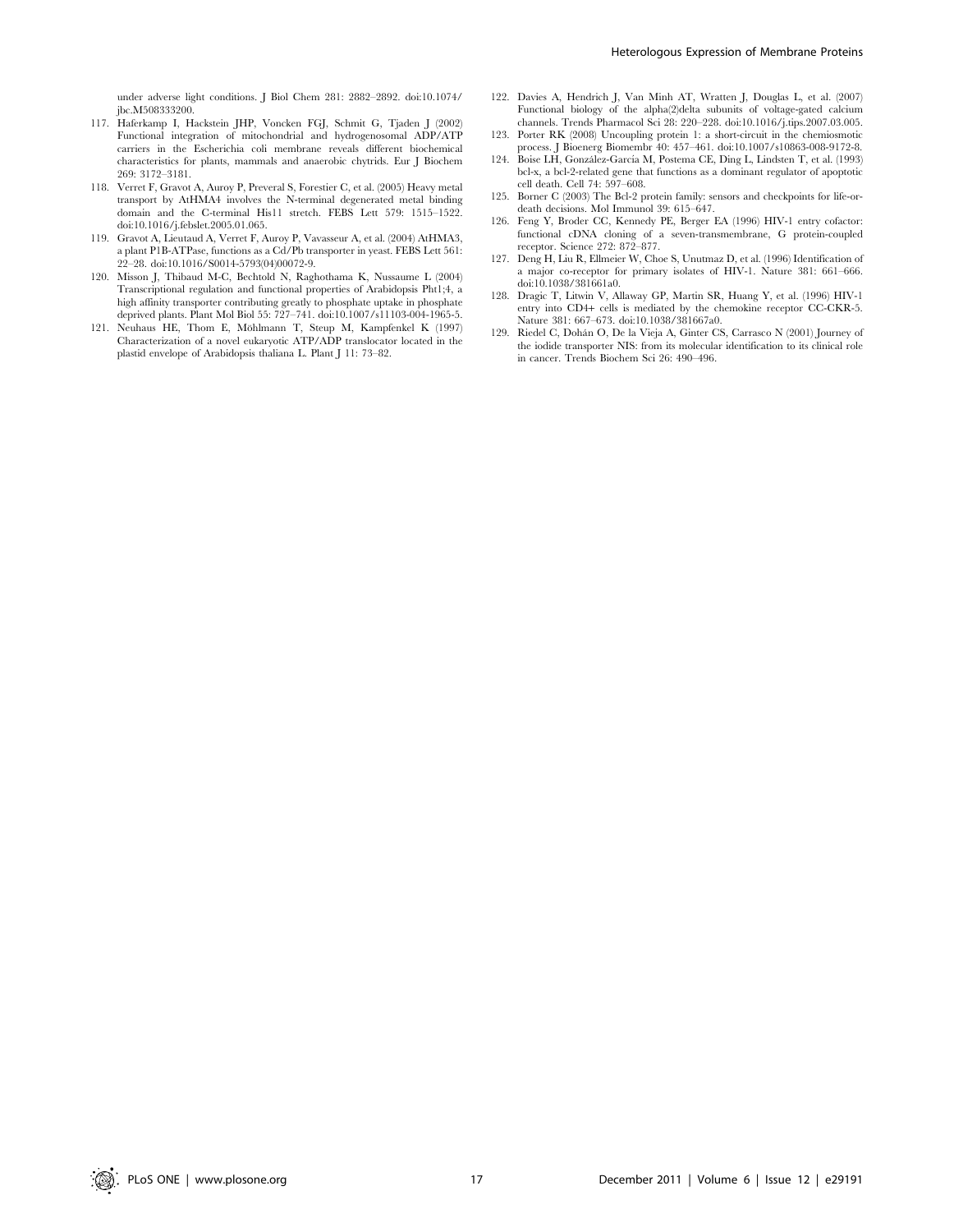under adverse light conditions. J Biol Chem 281: 2882–2892. doi:10.1074/jbc.M508333200.

117. Haferkamp I, Hackstein JHP, Voncken FGJ, Schmit G, Tjaden J (2002) Functional integration of mitochondrial and hydrogenosomal ADP/ATP carriers in the Escherichia coli membrane reveals different biochemical characteristics for plants, mammals and anaerobic chytrids. Eur J Biochem 269: 3172–3181.
118. Verret F, Gravot A, Auroy P, Preveral S, Forestier C, et al. (2005) Heavy metal transport by AtHMA4 involves the N-terminal degenerated metal binding domain and the C-terminal His11 stretch. FEBS Lett 579: 1515–1522. doi:10.1016/j.febslet.2005.01.065.
119. Gravot A, Lieutaud A, Verret F, Auroy P, Vavasseur A, et al. (2004) AtHMA3, a plant P1B-ATPase, functions as a Cd/Pb transporter in yeast. FEBS Lett 561: 22–28. doi:10.1016/S0014-5793(04)00072-9.
120. Misson J, Thibaud M-C, Bechtold N, Raghothama K, Nussaume L (2004) Transcriptional regulation and functional properties of Arabidopsis Pht1;4, a high affinity transporter contributing greatly to phosphate uptake in phosphate deprived plants. Plant Mol Biol 55: 727–741. doi:10.1007/s11103-004-1965-5.
121. Neuhaus HE, Thom E, Möhlmann T, Steup M, Kampfenkel K (1997) Characterization of a novel eukaryotic ATP/ADP translocator located in the plastid envelope of Arabidopsis thaliana L. Plant J 11: 73–82.
122. Davies A, Hendrich J, Van Minh AT, Wratten J, Douglas L, et al. (2007) Functional biology of the alpha(2)delta subunits of voltage-gated calcium channels. Trends Pharmacol Sci 28: 220–228. doi:10.1016/j.tips.2007.03.005.
123. Porter RK (2008) Uncoupling protein 1: a short-circuit in the chemiosmotic process. J Bioenerg Biomembr 40: 457–461. doi:10.1007/s10863-008-9172-8.
124. Boise LH, González-García M, Postema CE, Ding L, Lindsten T, et al. (1993) bcl-x, a bcl-2-related gene that functions as a dominant regulator of apoptotic cell death. Cell 74: 597–608.
125. Borner C (2003) The Bcl-2 protein family: sensors and checkpoints for life-or-death decisions. Mol Immunol 39: 615–647.
126. Feng Y, Broder CC, Kennedy PE, Berger EA (1996) HIV-1 entry cofactor: functional cDNA cloning of a seven-transmembrane, G protein-coupled receptor. Science 272: 872–877.
127. Deng H, Liu R, Ellmeier W, Choe S, Unutmaz D, et al. (1996) Identification of a major co-receptor for primary isolates of HIV-1. Nature 381: 661–666. doi:10.1038/381661a0.
128. Dragic T, Litwin V, Allaway GP, Martin SR, Huang Y, et al. (1996) HIV-1 entry into CD4+ cells is mediated by the chemokine receptor CC-CKR-5. Nature 381: 667–673. doi:10.1038/381667a0.
129. Riedel C, Dohán O, De la Vieja A, Ginter CS, Carrasco N (2001) Journey of the iodide transporter NIS: from its molecular identification to its clinical role in cancer. Trends Biochem Sci 26: 490–496.